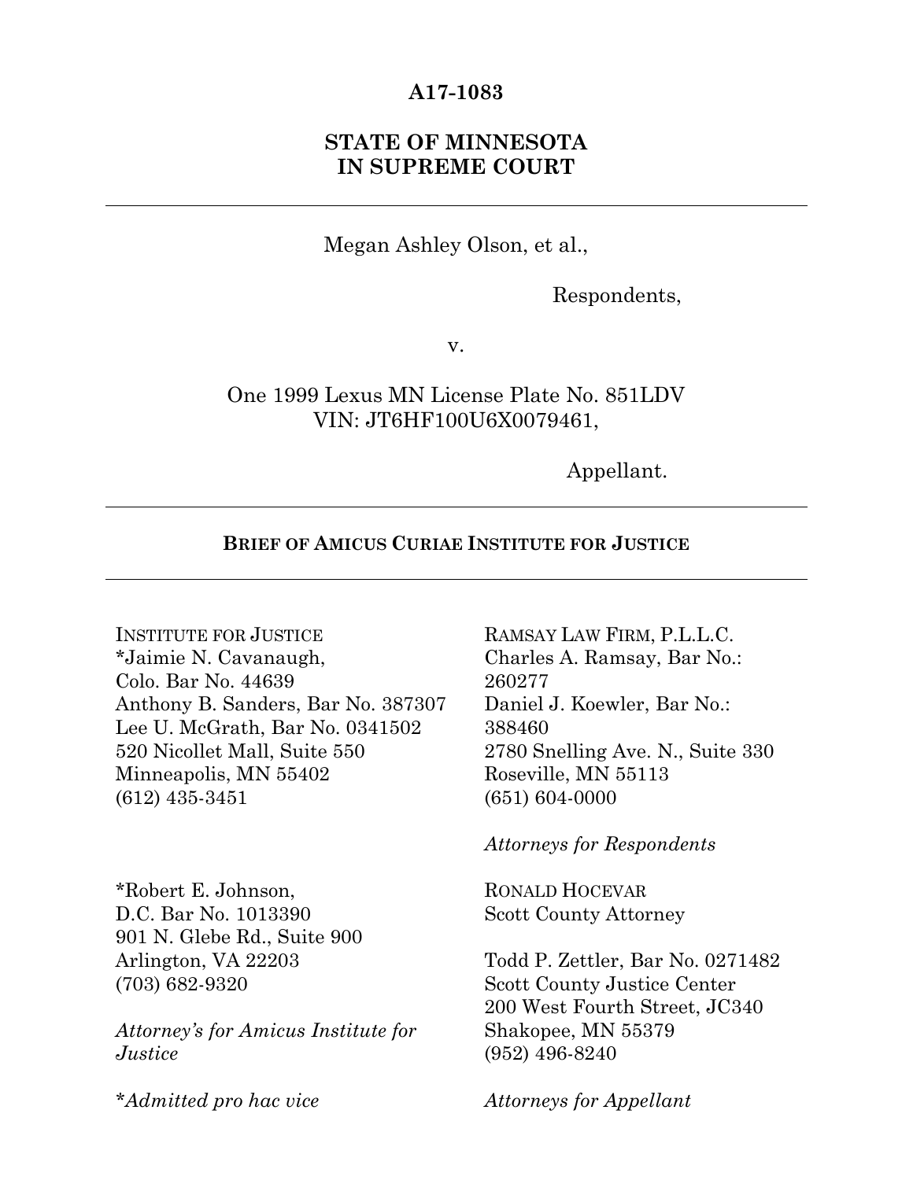**A17-1083**

**STATE OF MINNESOTA**
**IN SUPREME COURT**

---

Megan Ashley Olson, et al.,

Respondents,

v.

One 1999 Lexus MN License Plate No. 851LDV
VIN: JT6HF100U6X0079461,

Appellant.

---

**BRIEF OF AMICUS CURIAE INSTITUTE FOR JUSTICE**

---

INSTITUTE FOR JUSTICE
*Jaimie N. Cavanaugh,
Colo. Bar No. 44639
Anthony B. Sanders, Bar No. 387307
Lee U. McGrath, Bar No. 0341502
520 Nicollet Mall, Suite 550
Minneapolis, MN 55402
(612) 435-3451

*Robert E. Johnson,
D.C. Bar No. 1013390
901 N. Glebe Rd., Suite 900
Arlington, VA 22203
(703) 682-9320

*Attorney's for Amicus Institute for Justice*

**Admitted pro hac vice*

RAMSAY LAW FIRM, P.L.L.C.
Charles A. Ramsay, Bar No.: 260277
Daniel J. Koewler, Bar No.: 388460
2780 Snelling Ave. N., Suite 330
Roseville, MN 55113
(651) 604-0000

*Attorneys for Respondents*

RONALD HOCEVAR
Scott County Attorney

Todd P. Zettler, Bar No. 0271482
Scott County Justice Center
200 West Fourth Street, JC340
Shakopee, MN 55379
(952) 496-8240

*Attorneys for Appellant*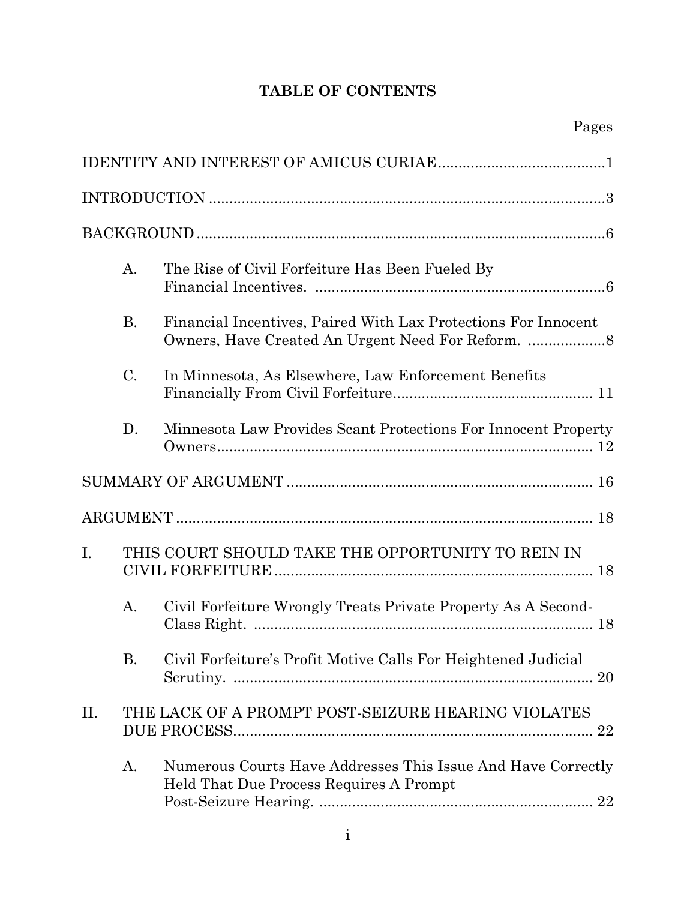# TABLE OF CONTENTS

| | Pages |
|---|---|
| IDENTITY AND INTEREST OF AMICUS CURIAE | 1 |
| INTRODUCTION | 3 |
| BACKGROUND | 6 |
| A. The Rise of Civil Forfeiture Has Been Fueled By Financial Incentives. | 6 |
| B. Financial Incentives, Paired With Lax Protections For Innocent Owners, Have Created An Urgent Need For Reform. | 8 |
| C. In Minnesota, As Elsewhere, Law Enforcement Benefits Financially From Civil Forfeiture | 11 |
| D. Minnesota Law Provides Scant Protections For Innocent Property Owners | 12 |
| SUMMARY OF ARGUMENT | 16 |
| ARGUMENT | 18 |
| I. THIS COURT SHOULD TAKE THE OPPORTUNITY TO REIN IN CIVIL FORFEITURE | 18 |
| A. Civil Forfeiture Wrongly Treats Private Property As A Second-Class Right. | 18 |
| B. Civil Forfeiture's Profit Motive Calls For Heightened Judicial Scrutiny. | 20 |
| II. THE LACK OF A PROMPT POST-SEIZURE HEARING VIOLATES DUE PROCESS | 22 |
| A. Numerous Courts Have Addresses This Issue And Have Correctly Held That Due Process Requires A Prompt Post-Seizure Hearing. | 22 |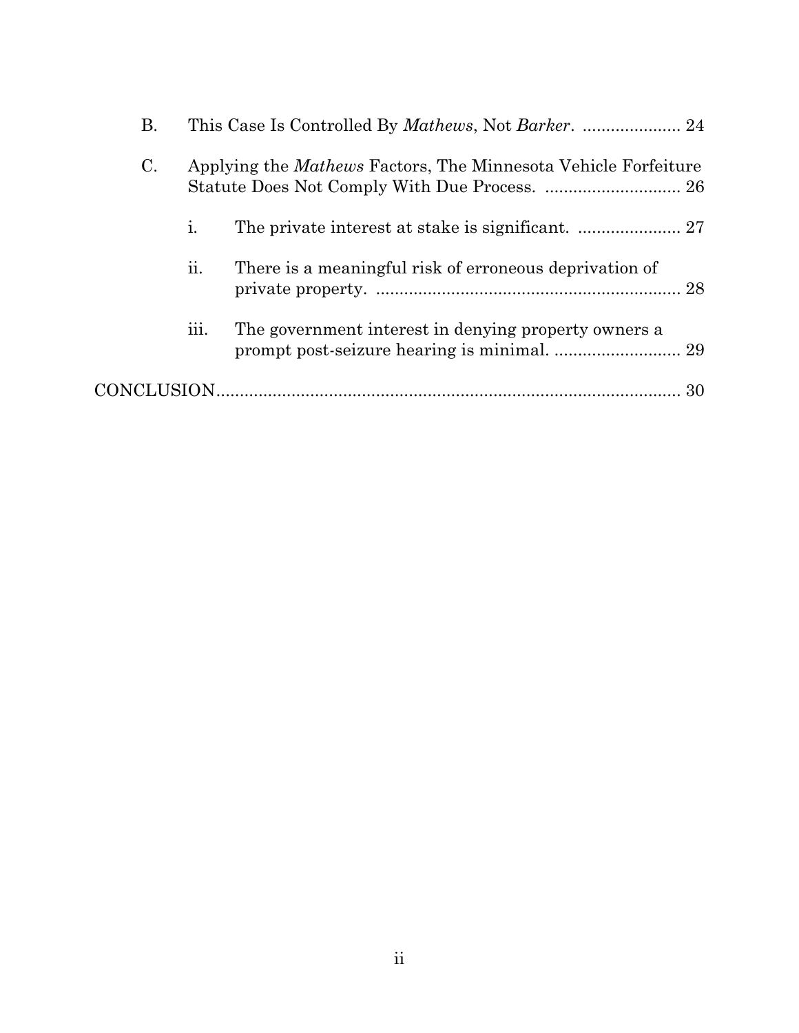B. This Case Is Controlled By *Mathews*, Not *Barker*. ..................... 24

C. Applying the *Mathews* Factors, The Minnesota Vehicle Forfeiture Statute Does Not Comply With Due Process. ............................. 26

   i. The private interest at stake is significant. ...................... 27

   ii. There is a meaningful risk of erroneous deprivation of private property. ................................................................. 28

   iii. The government interest in denying property owners a prompt post-seizure hearing is minimal. ........................... 29

CONCLUSION.................................................................................... 30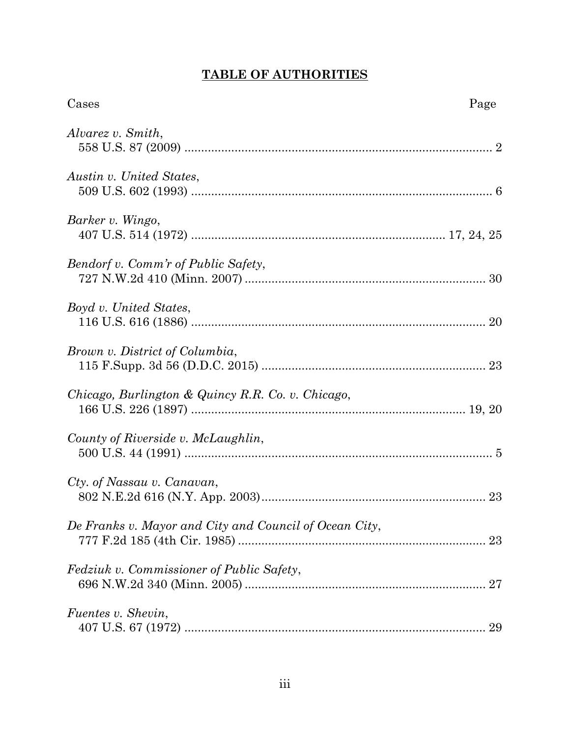# **TABLE OF AUTHORITIES**

Cases | Page
---|---
*Alvarez v. Smith*, 558 U.S. 87 (2009) | 2
*Austin v. United States*, 509 U.S. 602 (1993) | 6
*Barker v. Wingo*, 407 U.S. 514 (1972) | 17, 24, 25
*Bendorf v. Comm'r of Public Safety*, 727 N.W.2d 410 (Minn. 2007) | 30
*Boyd v. United States*, 116 U.S. 616 (1886) | 20
*Brown v. District of Columbia*, 115 F.Supp. 3d 56 (D.D.C. 2015) | 23
*Chicago, Burlington & Quincy R.R. Co. v. Chicago*, 166 U.S. 226 (1897) | 19, 20
*County of Riverside v. McLaughlin*, 500 U.S. 44 (1991) | 5
*Cty. of Nassau v. Canavan*, 802 N.E.2d 616 (N.Y. App. 2003) | 23
*De Franks v. Mayor and City and Council of Ocean City*, 777 F.2d 185 (4th Cir. 1985) | 23
*Fedziuk v. Commissioner of Public Safety*, 696 N.W.2d 340 (Minn. 2005) | 27
*Fuentes v. Shevin*, 407 U.S. 67 (1972) | 29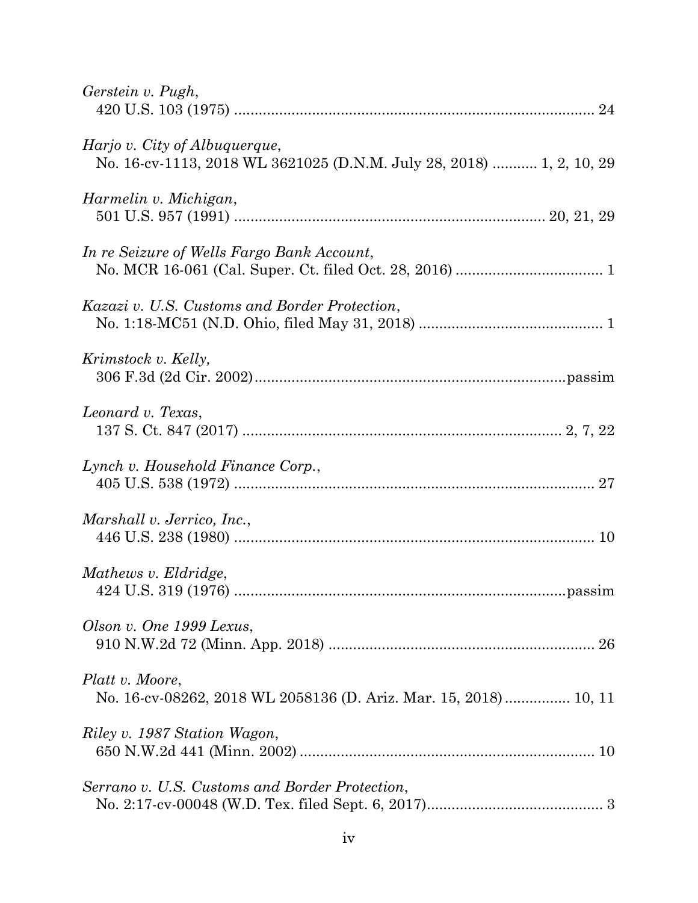*Gerstein v. Pugh*,
420 U.S. 103 (1975) ........................................................................................ 24

*Harjo v. City of Albuquerque*,
No. 16-cv-1113, 2018 WL 3621025 (D.N.M. July 28, 2018) ........... 1, 2, 10, 29

*Harmelin v. Michigan*,
501 U.S. 957 (1991) .......................................................................... 20, 21, 29

*In re Seizure of Wells Fargo Bank Account*,
No. MCR 16-061 (Cal. Super. Ct. filed Oct. 28, 2016) .................................... 1

*Kazazi v. U.S. Customs and Border Protection*,
No. 1:18-MC51 (N.D. Ohio, filed May 31, 2018) ............................................. 1

*Krimstock v. Kelly,*
306 F.3d (2d Cir. 2002)............................................................................passim

*Leonard v. Texas*,
137 S. Ct. 847 (2017) .............................................................................. 2, 7, 22

*Lynch v. Household Finance Corp.*,
405 U.S. 538 (1972) ........................................................................................ 27

*Marshall v. Jerrico, Inc.*,
446 U.S. 238 (1980) ........................................................................................ 10

*Mathews v. Eldridge*,
424 U.S. 319 (1976) .................................................................................passim

*Olson v. One 1999 Lexus*,
910 N.W.2d 72 (Minn. App. 2018) ................................................................. 26

*Platt v. Moore*,
No. 16-cv-08262, 2018 WL 2058136 (D. Ariz. Mar. 15, 2018) ................ 10, 11

*Riley v. 1987 Station Wagon*,
650 N.W.2d 441 (Minn. 2002) ........................................................................ 10

*Serrano v. U.S. Customs and Border Protection*,
No. 2:17-cv-00048 (W.D. Tex. filed Sept. 6, 2017)........................................... 3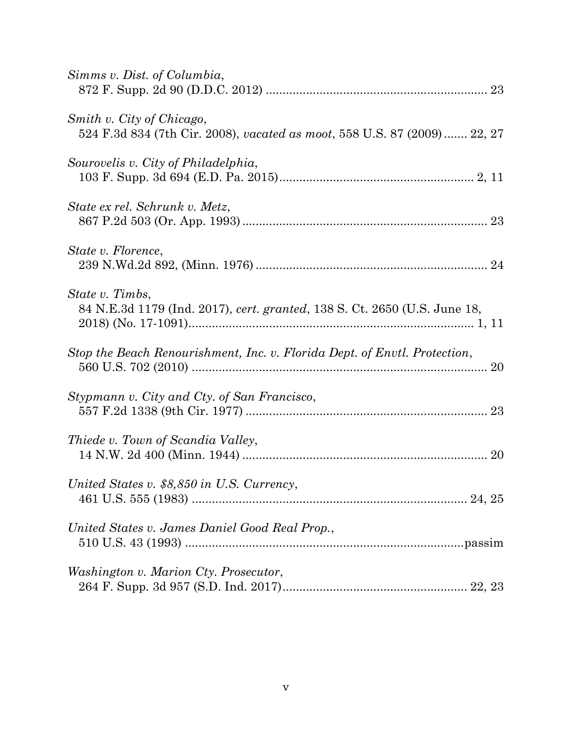*Simms v. Dist. of Columbia*,
872 F. Supp. 2d 90 (D.D.C. 2012) ................................................................. 23

*Smith v. City of Chicago*,
524 F.3d 834 (7th Cir. 2008), *vacated as moot*, 558 U.S. 87 (2009) ....... 22, 27

*Sourovelis v. City of Philadelphia*,
103 F. Supp. 3d 694 (E.D. Pa. 2015)......................................................... 2, 11

*State ex rel. Schrunk v. Metz*,
867 P.2d 503 (Or. App. 1993) ....................................................................... 23

*State v. Florence*,
239 N.Wd.2d 892, (Minn. 1976) .................................................................... 24

*State v. Timbs*,
84 N.E.3d 1179 (Ind. 2017), *cert. granted*, 138 S. Ct. 2650 (U.S. June 18, 2018) (No. 17-1091).................................................................................... 1, 11

*Stop the Beach Renourishment, Inc. v. Florida Dept. of Envtl. Protection*,
560 U.S. 702 (2010) ...................................................................................... 20

*Stypmann v. City and Cty. of San Francisco*,
557 F.2d 1338 (9th Cir. 1977) ....................................................................... 23

*Thiede v. Town of Scandia Valley*,
14 N.W. 2d 400 (Minn. 1944) ........................................................................ 20

*United States v. $8,850 in U.S. Currency*,
461 U.S. 555 (1983) .................................................................................. 24, 25

*United States v. James Daniel Good Real Prop.*,
510 U.S. 43 (1993) ...................................................................................passim

*Washington v. Marion Cty. Prosecutor*,
264 F. Supp. 3d 957 (S.D. Ind. 2017)...................................................... 22, 23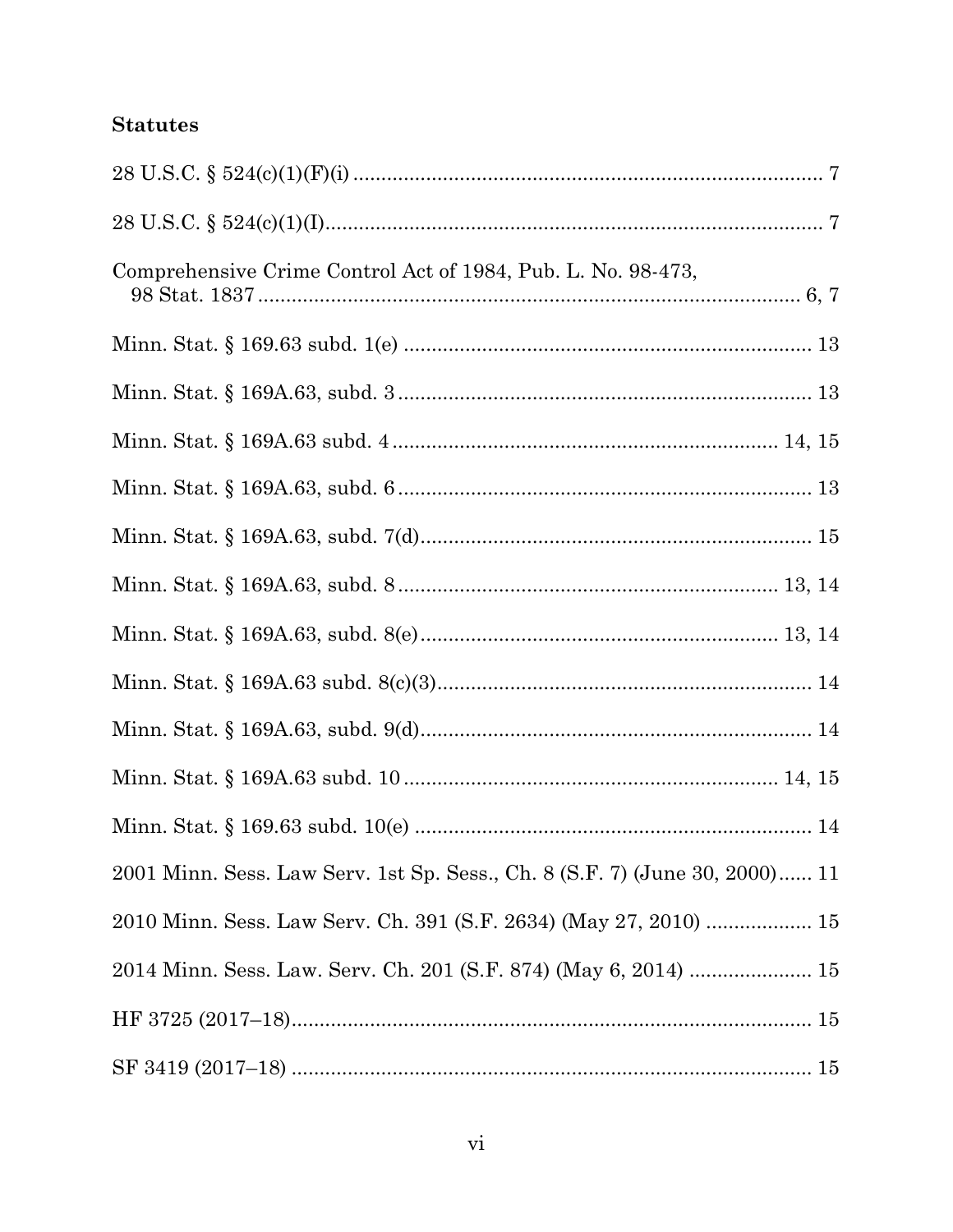**Statutes**

28 U.S.C. § 524(c)(1)(F)(i) .................................................................................... 7

28 U.S.C. § 524(c)(1)(I)........................................................................................... 7

Comprehensive Crime Control Act of 1984, Pub. L. No. 98-473, 98 Stat. 1837 .................................................................................................. 6, 7

Minn. Stat. § 169.63 subd. 1(e) ......................................................................... 13

Minn. Stat. § 169A.63, subd. 3 ......................................................................... 13

Minn. Stat. § 169A.63 subd. 4 ..................................................................... 14, 15

Minn. Stat. § 169A.63, subd. 6 ......................................................................... 13

Minn. Stat. § 169A.63, subd. 7(d)...................................................................... 15

Minn. Stat. § 169A.63, subd. 8 ..................................................................... 13, 14

Minn. Stat. § 169A.63, subd. 8(e)................................................................ 13, 14

Minn. Stat. § 169A.63 subd. 8(c)(3)................................................................... 14

Minn. Stat. § 169A.63, subd. 9(d)...................................................................... 14

Minn. Stat. § 169A.63 subd. 10 .................................................................... 14, 15

Minn. Stat. § 169.63 subd. 10(e) ....................................................................... 14

2001 Minn. Sess. Law Serv. 1st Sp. Sess., Ch. 8 (S.F. 7) (June 30, 2000)...... 11

2010 Minn. Sess. Law Serv. Ch. 391 (S.F. 2634) (May 27, 2010) ................... 15

2014 Minn. Sess. Law. Serv. Ch. 201 (S.F. 874) (May 6, 2014) ...................... 15

HF 3725 (2017–18)............................................................................................. 15

SF 3419 (2017–18) ............................................................................................. 15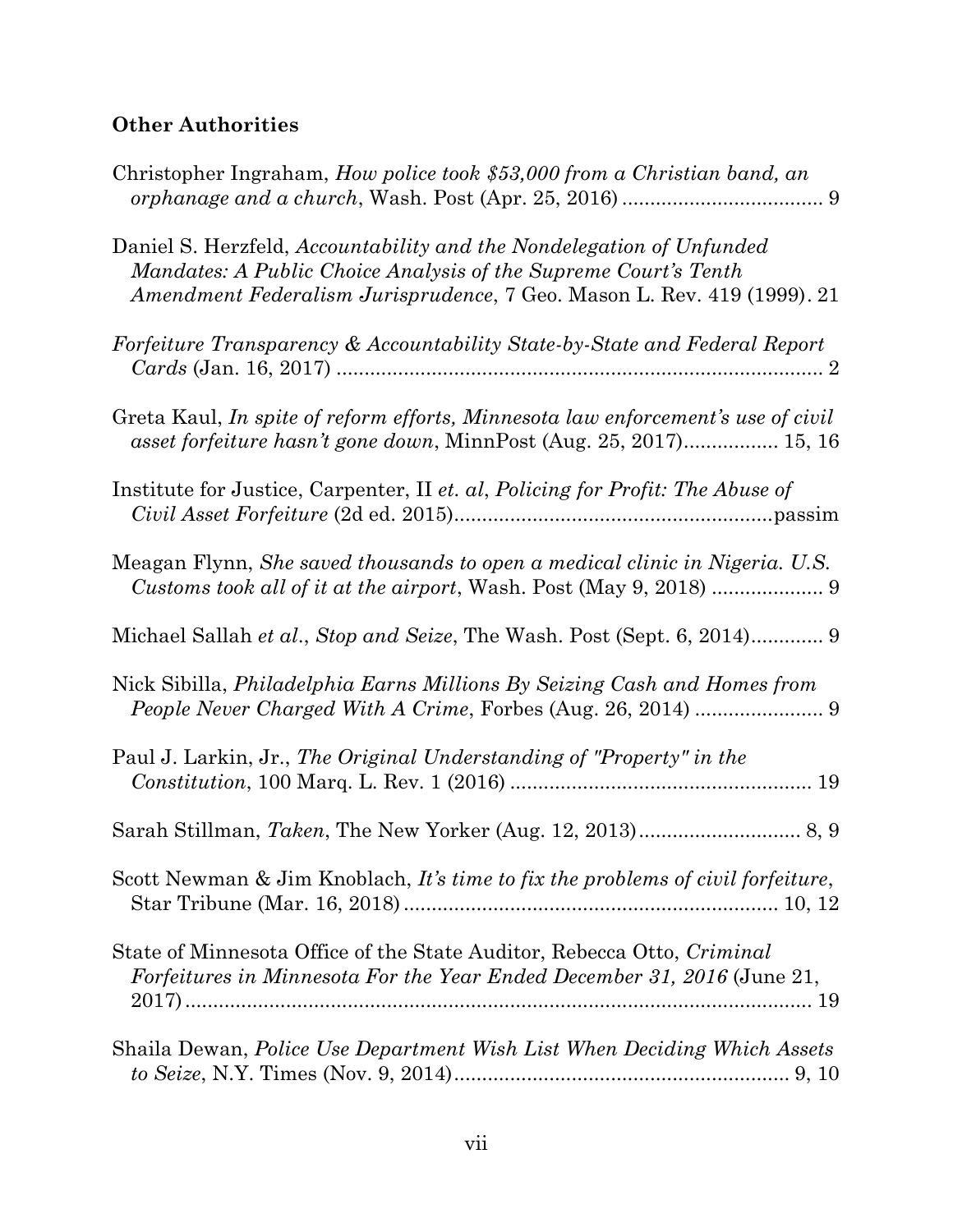**Other Authorities**

Christopher Ingraham, *How police took $53,000 from a Christian band, an orphanage and a church*, Wash. Post (Apr. 25, 2016) .................................... 9

Daniel S. Herzfeld, *Accountability and the Nondelegation of Unfunded Mandates: A Public Choice Analysis of the Supreme Court's Tenth Amendment Federalism Jurisprudence*, 7 Geo. Mason L. Rev. 419 (1999). 21

*Forfeiture Transparency & Accountability State-by-State and Federal Report Cards* (Jan. 16, 2017) ....................................................................................... 2

Greta Kaul, *In spite of reform efforts, Minnesota law enforcement's use of civil asset forfeiture hasn't gone down*, MinnPost (Aug. 25, 2017)................. 15, 16

Institute for Justice, Carpenter, II *et. al*, *Policing for Profit: The Abuse of Civil Asset Forfeiture* (2d ed. 2015)........................................................passim

Meagan Flynn, *She saved thousands to open a medical clinic in Nigeria. U.S. Customs took all of it at the airport*, Wash. Post (May 9, 2018) .................... 9

Michael Sallah *et al*., *Stop and Seize*, The Wash. Post (Sept. 6, 2014)............. 9

Nick Sibilla, *Philadelphia Earns Millions By Seizing Cash and Homes from People Never Charged With A Crime*, Forbes (Aug. 26, 2014) ....................... 9

Paul J. Larkin, Jr., *The Original Understanding of "Property" in the Constitution*, 100 Marq. L. Rev. 1 (2016) ...................................................... 19

Sarah Stillman, *Taken*, The New Yorker (Aug. 12, 2013)............................. 8, 9

Scott Newman & Jim Knoblach, *It's time to fix the problems of civil forfeiture*, Star Tribune (Mar. 16, 2018) ................................................................... 10, 12

State of Minnesota Office of the State Auditor, Rebecca Otto, *Criminal Forfeitures in Minnesota For the Year Ended December 31, 2016* (June 21, 2017) ................................................................................................. 19

Shaila Dewan, *Police Use Department Wish List When Deciding Which Assets to Seize*, N.Y. Times (Nov. 9, 2014)............................................................ 9, 10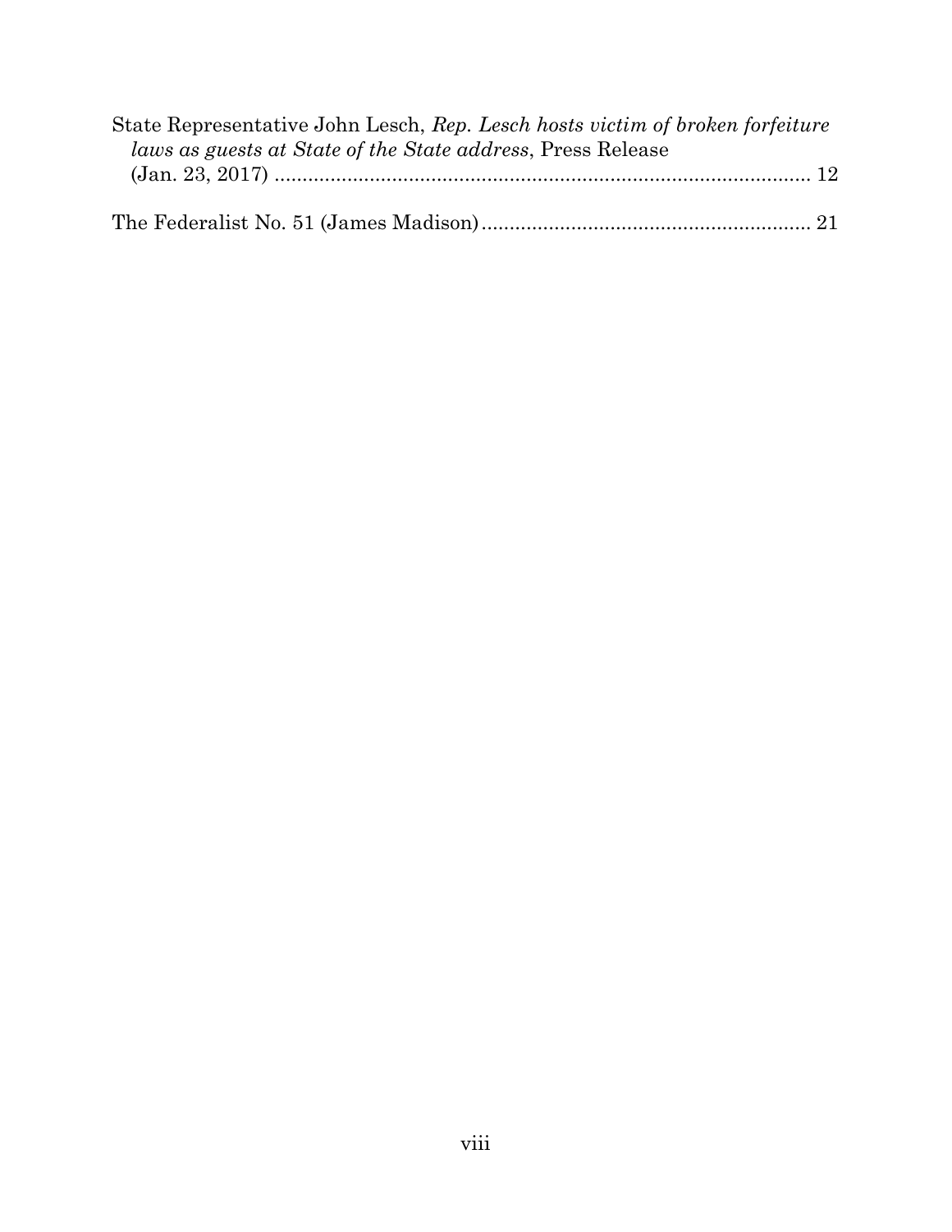State Representative John Lesch, *Rep. Lesch hosts victim of broken forfeiture laws as guests at State of the State address*, Press Release (Jan. 23, 2017) ................................................................................................ 12

The Federalist No. 51 (James Madison) .......................................................... 21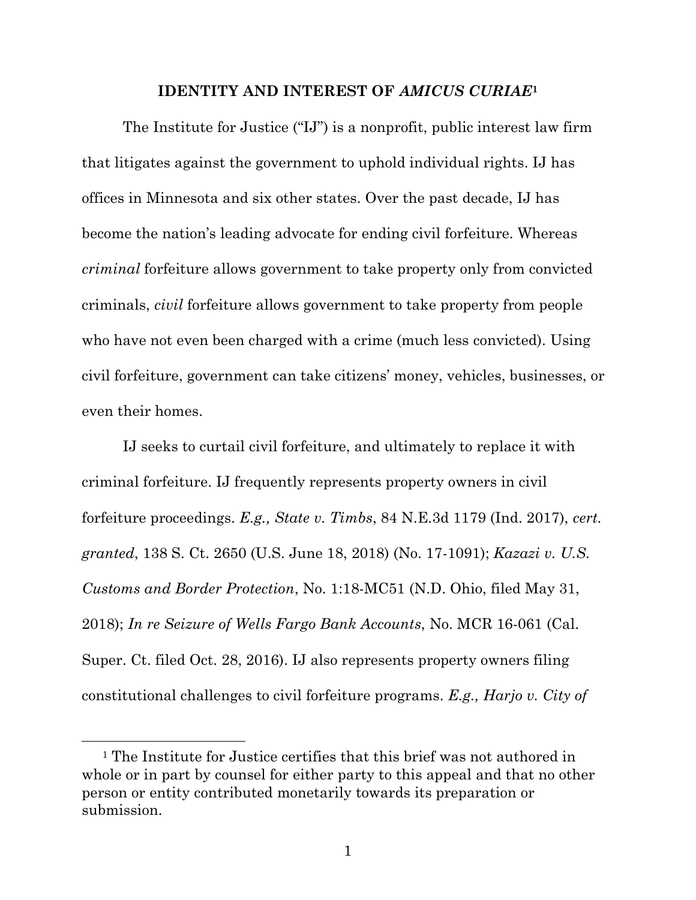## IDENTITY AND INTEREST OF *AMICUS CURIAE*[1]

The Institute for Justice ("IJ") is a nonprofit, public interest law firm that litigates against the government to uphold individual rights. IJ has offices in Minnesota and six other states. Over the past decade, IJ has become the nation's leading advocate for ending civil forfeiture. Whereas *criminal* forfeiture allows government to take property only from convicted criminals, *civil* forfeiture allows government to take property from people who have not even been charged with a crime (much less convicted). Using civil forfeiture, government can take citizens' money, vehicles, businesses, or even their homes.

IJ seeks to curtail civil forfeiture, and ultimately to replace it with criminal forfeiture. IJ frequently represents property owners in civil forfeiture proceedings. *E.g., State v. Timbs*, 84 N.E.3d 1179 (Ind. 2017), *cert. granted*, 138 S. Ct. 2650 (U.S. June 18, 2018) (No. 17-1091); *Kazazi v. U.S. Customs and Border Protection*, No. 1:18-MC51 (N.D. Ohio, filed May 31, 2018); *In re Seizure of Wells Fargo Bank Accounts*, No. MCR 16-061 (Cal. Super. Ct. filed Oct. 28, 2016). IJ also represents property owners filing constitutional challenges to civil forfeiture programs. *E.g., Harjo v. City of*

[1] The Institute for Justice certifies that this brief was not authored in whole or in part by counsel for either party to this appeal and that no other person or entity contributed monetarily towards its preparation or submission.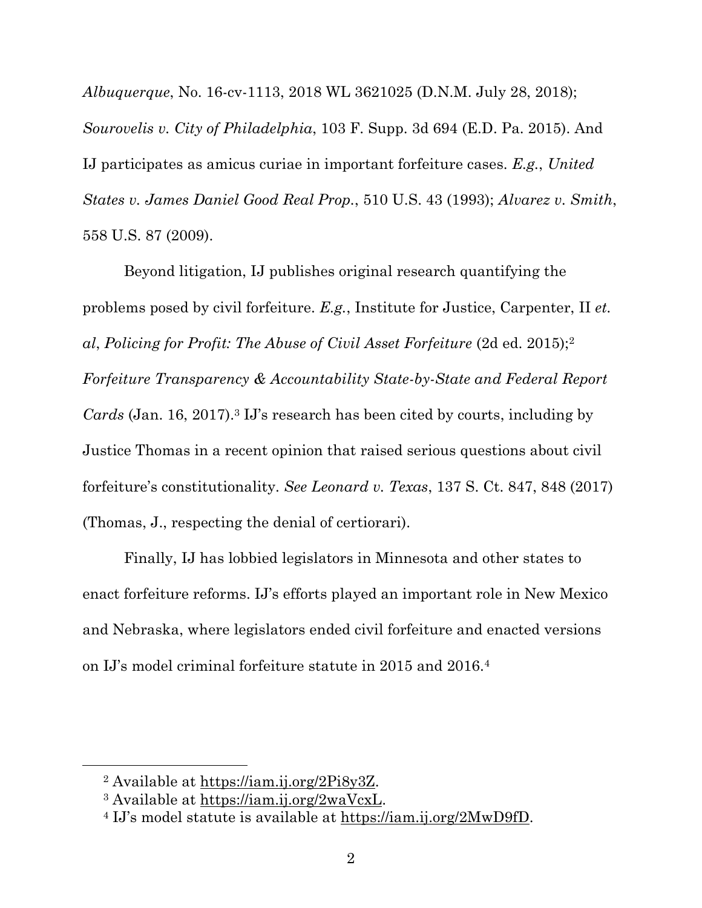*Albuquerque*, No. 16-cv-1113, 2018 WL 3621025 (D.N.M. July 28, 2018); *Sourovelis v. City of Philadelphia*, 103 F. Supp. 3d 694 (E.D. Pa. 2015). And IJ participates as amicus curiae in important forfeiture cases. *E.g.*, *United States v. James Daniel Good Real Prop.*, 510 U.S. 43 (1993); *Alvarez v. Smith*, 558 U.S. 87 (2009).

Beyond litigation, IJ publishes original research quantifying the problems posed by civil forfeiture. *E.g.*, Institute for Justice, Carpenter, II *et. al*, *Policing for Profit: The Abuse of Civil Asset Forfeiture* (2d ed. 2015);[2] *Forfeiture Transparency & Accountability State-by-State and Federal Report Cards* (Jan. 16, 2017).[3] IJ's research has been cited by courts, including by Justice Thomas in a recent opinion that raised serious questions about civil forfeiture's constitutionality. *See Leonard v. Texas*, 137 S. Ct. 847, 848 (2017) (Thomas, J., respecting the denial of certiorari).

Finally, IJ has lobbied legislators in Minnesota and other states to enact forfeiture reforms. IJ's efforts played an important role in New Mexico and Nebraska, where legislators ended civil forfeiture and enacted versions on IJ's model criminal forfeiture statute in 2015 and 2016.[4]

---

[2] Available at https://iam.ij.org/2Pi8y3Z.

[3] Available at https://iam.ij.org/2waVcxL.

[4] IJ's model statute is available at https://iam.ij.org/2MwD9fD.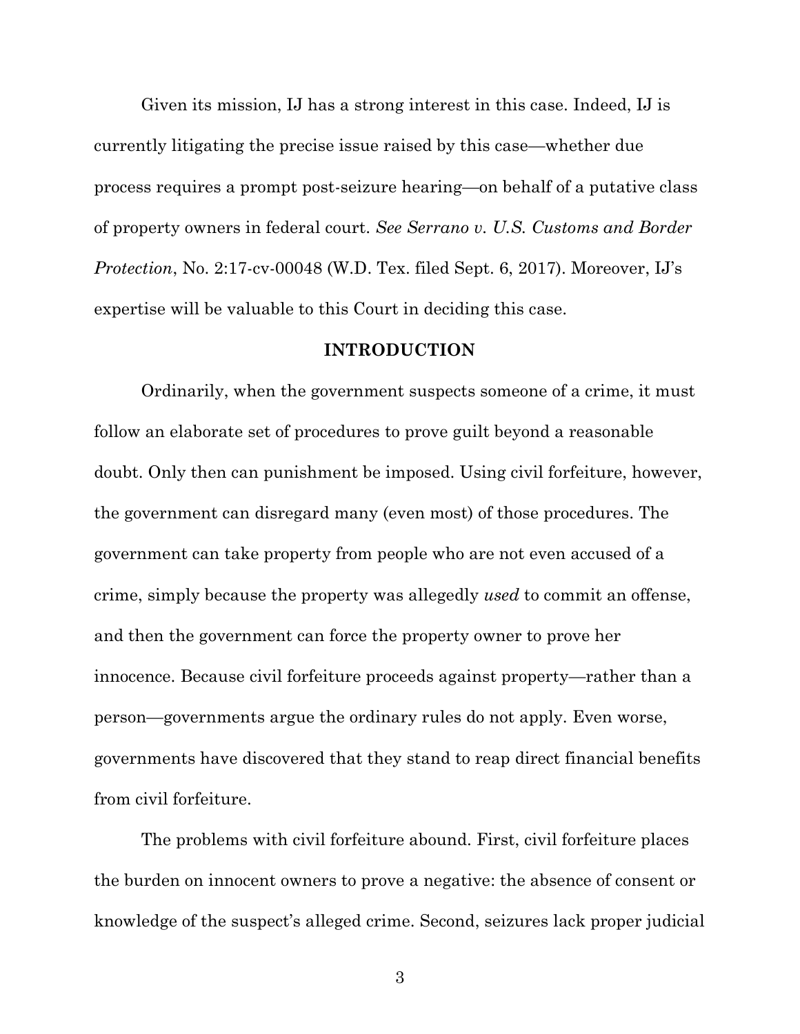Given its mission, IJ has a strong interest in this case. Indeed, IJ is currently litigating the precise issue raised by this case—whether due process requires a prompt post-seizure hearing—on behalf of a putative class of property owners in federal court. *See Serrano v. U.S. Customs and Border Protection*, No. 2:17-cv-00048 (W.D. Tex. filed Sept. 6, 2017). Moreover, IJ's expertise will be valuable to this Court in deciding this case.

## INTRODUCTION

Ordinarily, when the government suspects someone of a crime, it must follow an elaborate set of procedures to prove guilt beyond a reasonable doubt. Only then can punishment be imposed. Using civil forfeiture, however, the government can disregard many (even most) of those procedures. The government can take property from people who are not even accused of a crime, simply because the property was allegedly *used* to commit an offense, and then the government can force the property owner to prove her innocence. Because civil forfeiture proceeds against property—rather than a person—governments argue the ordinary rules do not apply. Even worse, governments have discovered that they stand to reap direct financial benefits from civil forfeiture.

The problems with civil forfeiture abound. First, civil forfeiture places the burden on innocent owners to prove a negative: the absence of consent or knowledge of the suspect's alleged crime. Second, seizures lack proper judicial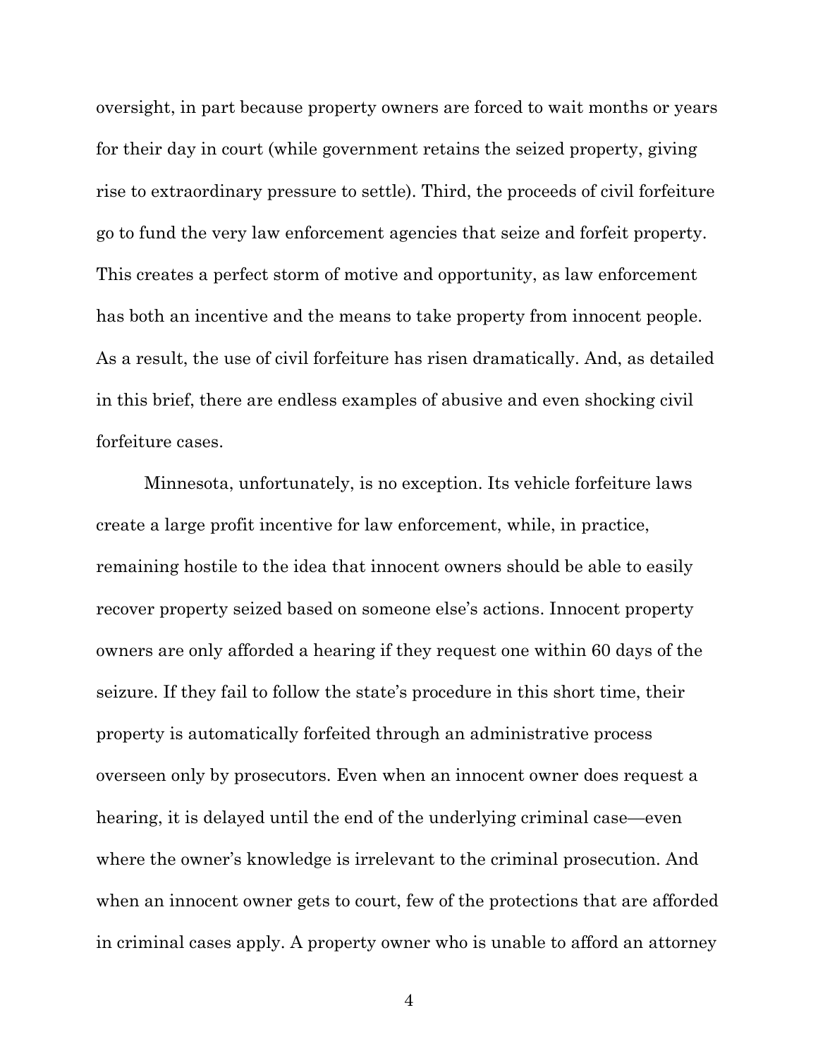oversight, in part because property owners are forced to wait months or years for their day in court (while government retains the seized property, giving rise to extraordinary pressure to settle). Third, the proceeds of civil forfeiture go to fund the very law enforcement agencies that seize and forfeit property. This creates a perfect storm of motive and opportunity, as law enforcement has both an incentive and the means to take property from innocent people. As a result, the use of civil forfeiture has risen dramatically. And, as detailed in this brief, there are endless examples of abusive and even shocking civil forfeiture cases.

Minnesota, unfortunately, is no exception. Its vehicle forfeiture laws create a large profit incentive for law enforcement, while, in practice, remaining hostile to the idea that innocent owners should be able to easily recover property seized based on someone else's actions. Innocent property owners are only afforded a hearing if they request one within 60 days of the seizure. If they fail to follow the state's procedure in this short time, their property is automatically forfeited through an administrative process overseen only by prosecutors. Even when an innocent owner does request a hearing, it is delayed until the end of the underlying criminal case—even where the owner's knowledge is irrelevant to the criminal prosecution. And when an innocent owner gets to court, few of the protections that are afforded in criminal cases apply. A property owner who is unable to afford an attorney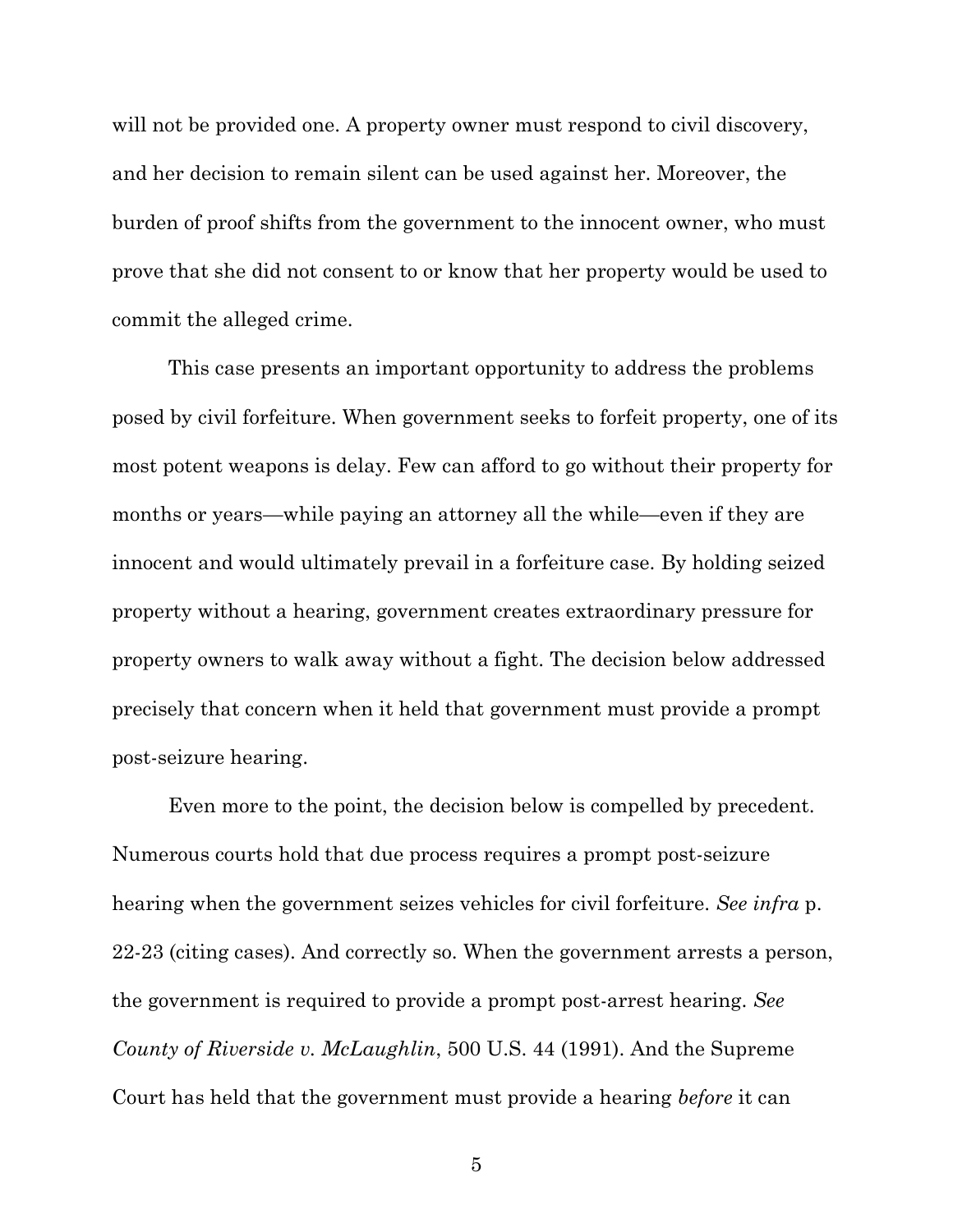will not be provided one. A property owner must respond to civil discovery, and her decision to remain silent can be used against her. Moreover, the burden of proof shifts from the government to the innocent owner, who must prove that she did not consent to or know that her property would be used to commit the alleged crime.

This case presents an important opportunity to address the problems posed by civil forfeiture. When government seeks to forfeit property, one of its most potent weapons is delay. Few can afford to go without their property for months or years—while paying an attorney all the while—even if they are innocent and would ultimately prevail in a forfeiture case. By holding seized property without a hearing, government creates extraordinary pressure for property owners to walk away without a fight. The decision below addressed precisely that concern when it held that government must provide a prompt post-seizure hearing.

Even more to the point, the decision below is compelled by precedent. Numerous courts hold that due process requires a prompt post-seizure hearing when the government seizes vehicles for civil forfeiture. *See infra* p. 22-23 (citing cases). And correctly so. When the government arrests a person, the government is required to provide a prompt post-arrest hearing. *See County of Riverside v. McLaughlin*, 500 U.S. 44 (1991). And the Supreme Court has held that the government must provide a hearing *before* it can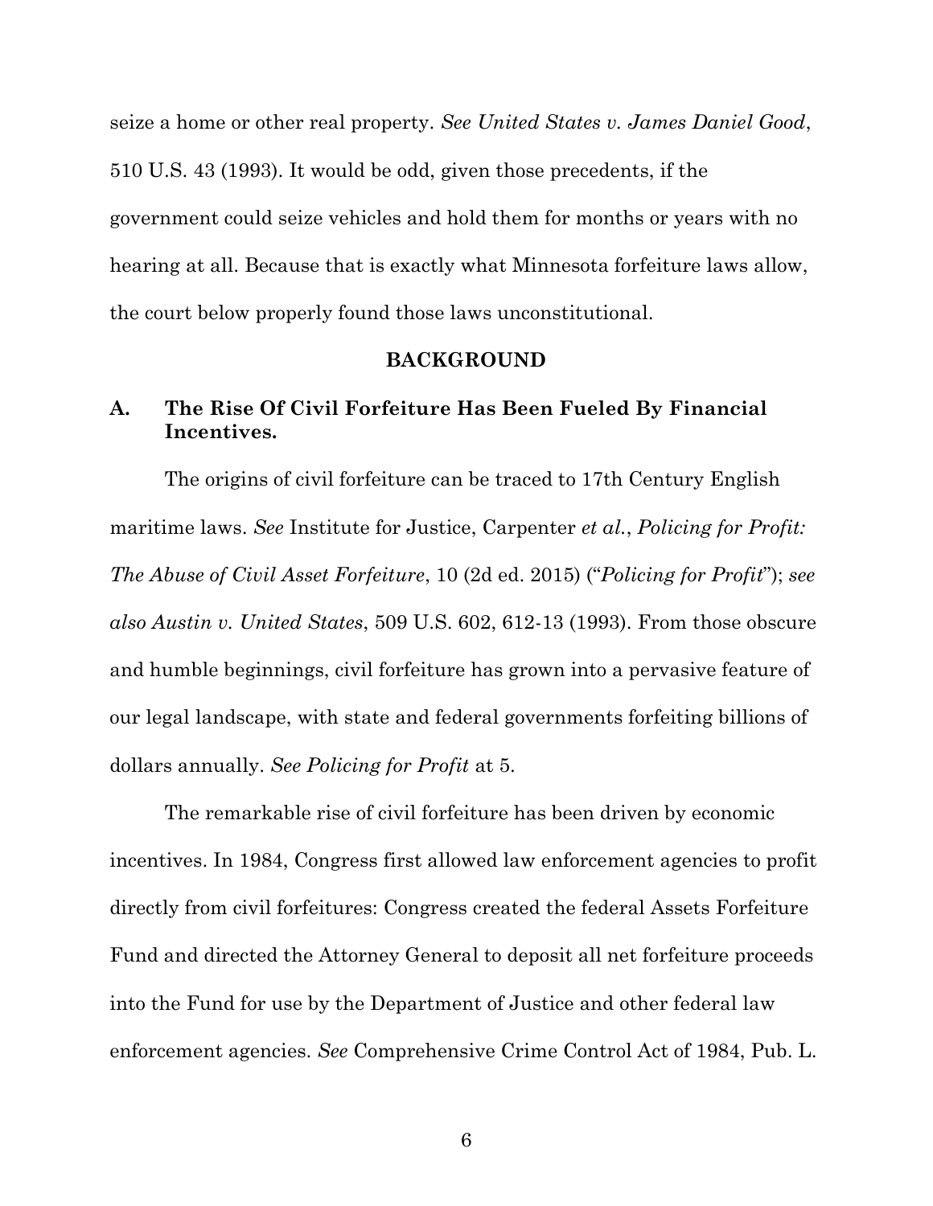seize a home or other real property. *See United States v. James Daniel Good*, 510 U.S. 43 (1993). It would be odd, given those precedents, if the government could seize vehicles and hold them for months or years with no hearing at all. Because that is exactly what Minnesota forfeiture laws allow, the court below properly found those laws unconstitutional.

## BACKGROUND

### A. The Rise Of Civil Forfeiture Has Been Fueled By Financial Incentives.

The origins of civil forfeiture can be traced to 17th Century English maritime laws. *See* Institute for Justice, Carpenter *et al.*, *Policing for Profit: The Abuse of Civil Asset Forfeiture*, 10 (2d ed. 2015) ("*Policing for Profit*"); *see also Austin v. United States*, 509 U.S. 602, 612-13 (1993). From those obscure and humble beginnings, civil forfeiture has grown into a pervasive feature of our legal landscape, with state and federal governments forfeiting billions of dollars annually. *See Policing for Profit* at 5.

The remarkable rise of civil forfeiture has been driven by economic incentives. In 1984, Congress first allowed law enforcement agencies to profit directly from civil forfeitures: Congress created the federal Assets Forfeiture Fund and directed the Attorney General to deposit all net forfeiture proceeds into the Fund for use by the Department of Justice and other federal law enforcement agencies. *See* Comprehensive Crime Control Act of 1984, Pub. L.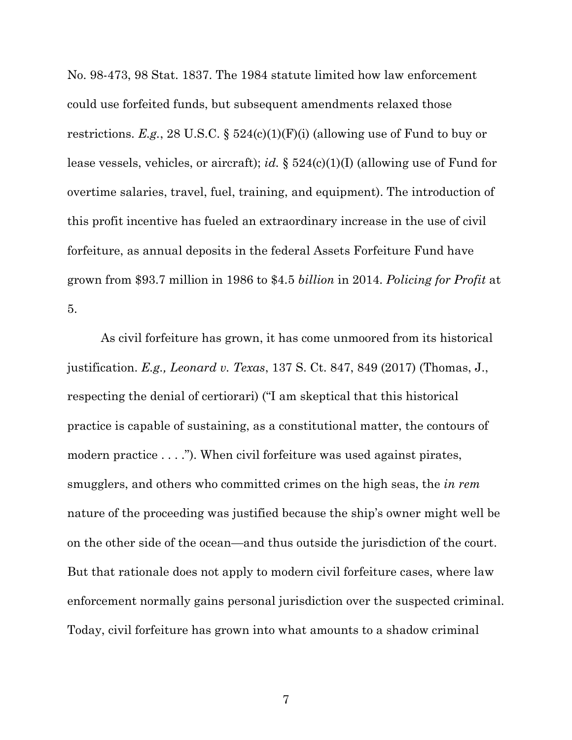No. 98-473, 98 Stat. 1837. The 1984 statute limited how law enforcement could use forfeited funds, but subsequent amendments relaxed those restrictions. *E.g.*, 28 U.S.C. § 524(c)(1)(F)(i) (allowing use of Fund to buy or lease vessels, vehicles, or aircraft); *id.* § 524(c)(1)(I) (allowing use of Fund for overtime salaries, travel, fuel, training, and equipment). The introduction of this profit incentive has fueled an extraordinary increase in the use of civil forfeiture, as annual deposits in the federal Assets Forfeiture Fund have grown from $93.7 million in 1986 to $4.5 *billion* in 2014. *Policing for Profit* at 5.

As civil forfeiture has grown, it has come unmoored from its historical justification. *E.g., Leonard v. Texas*, 137 S. Ct. 847, 849 (2017) (Thomas, J., respecting the denial of certiorari) ("I am skeptical that this historical practice is capable of sustaining, as a constitutional matter, the contours of modern practice . . . ."). When civil forfeiture was used against pirates, smugglers, and others who committed crimes on the high seas, the *in rem* nature of the proceeding was justified because the ship's owner might well be on the other side of the ocean—and thus outside the jurisdiction of the court. But that rationale does not apply to modern civil forfeiture cases, where law enforcement normally gains personal jurisdiction over the suspected criminal. Today, civil forfeiture has grown into what amounts to a shadow criminal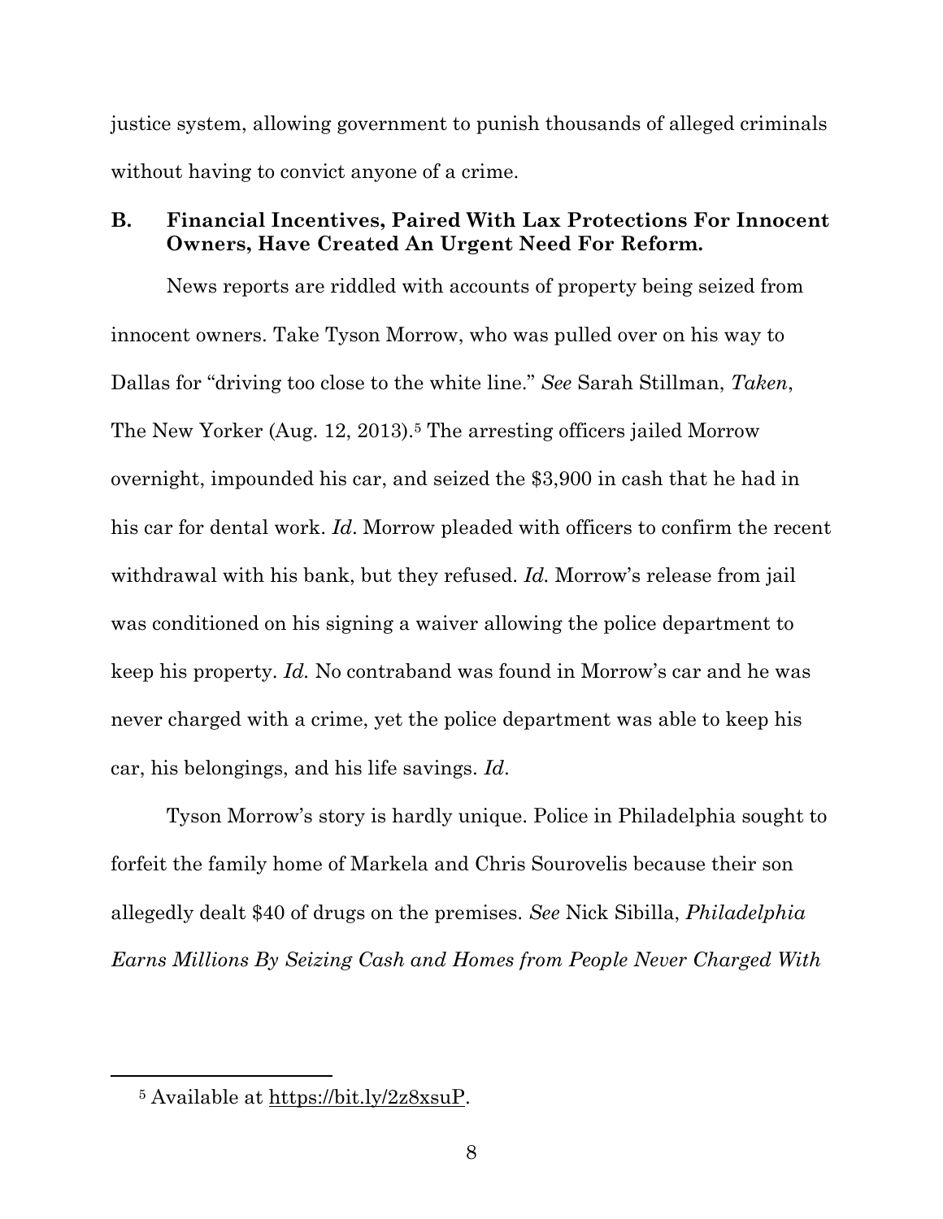justice system, allowing government to punish thousands of alleged criminals without having to convict anyone of a crime.

### B. Financial Incentives, Paired With Lax Protections For Innocent Owners, Have Created An Urgent Need For Reform.

News reports are riddled with accounts of property being seized from innocent owners. Take Tyson Morrow, who was pulled over on his way to Dallas for "driving too close to the white line." *See* Sarah Stillman, *Taken*, The New Yorker (Aug. 12, 2013).[5] The arresting officers jailed Morrow overnight, impounded his car, and seized the $3,900 in cash that he had in his car for dental work. *Id*. Morrow pleaded with officers to confirm the recent withdrawal with his bank, but they refused. *Id.* Morrow's release from jail was conditioned on his signing a waiver allowing the police department to keep his property. *Id.* No contraband was found in Morrow's car and he was never charged with a crime, yet the police department was able to keep his car, his belongings, and his life savings. *Id*.

Tyson Morrow's story is hardly unique. Police in Philadelphia sought to forfeit the family home of Markela and Chris Sourovelis because their son allegedly dealt $40 of drugs on the premises. *See* Nick Sibilla, *Philadelphia Earns Millions By Seizing Cash and Homes from People Never Charged With*

---

[5] Available at https://bit.ly/2z8xsuP.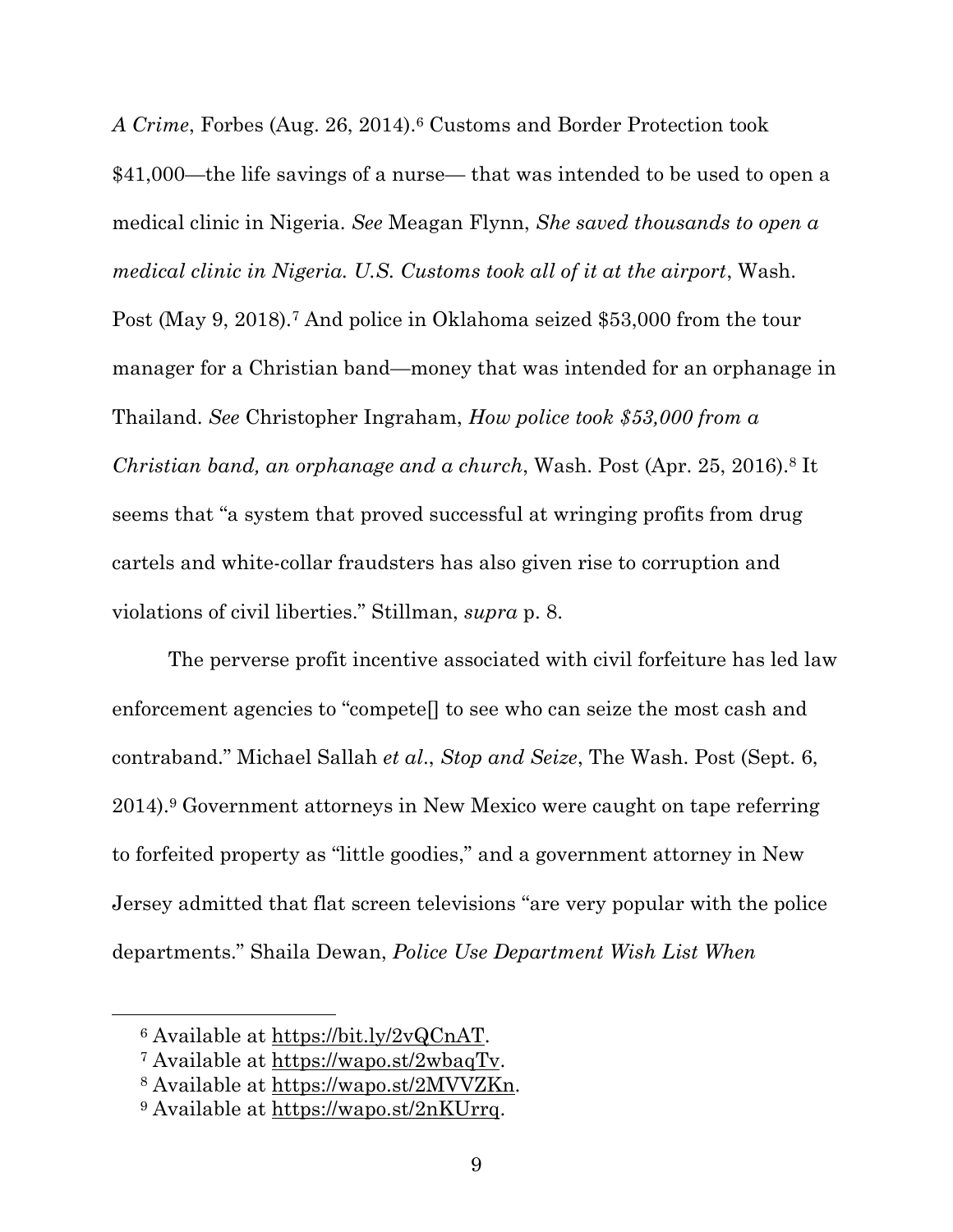*A Crime*, Forbes (Aug. 26, 2014).[6] Customs and Border Protection took $41,000—the life savings of a nurse— that was intended to be used to open a medical clinic in Nigeria. *See* Meagan Flynn, *She saved thousands to open a medical clinic in Nigeria. U.S. Customs took all of it at the airport*, Wash. Post (May 9, 2018).[7] And police in Oklahoma seized $53,000 from the tour manager for a Christian band—money that was intended for an orphanage in Thailand. *See* Christopher Ingraham, *How police took $53,000 from a Christian band, an orphanage and a church*, Wash. Post (Apr. 25, 2016).[8] It seems that "a system that proved successful at wringing profits from drug cartels and white-collar fraudsters has also given rise to corruption and violations of civil liberties." Stillman, *supra* p. 8.

The perverse profit incentive associated with civil forfeiture has led law enforcement agencies to "compete[] to see who can seize the most cash and contraband." Michael Sallah *et al.*, *Stop and Seize*, The Wash. Post (Sept. 6, 2014).[9] Government attorneys in New Mexico were caught on tape referring to forfeited property as "little goodies," and a government attorney in New Jersey admitted that flat screen televisions "are very popular with the police departments." Shaila Dewan, *Police Use Department Wish List When*

---

[6] Available at https://bit.ly/2vQCnAT.

[7] Available at https://wapo.st/2wbaqTv.

[8] Available at https://wapo.st/2MVVZKn.

[9] Available at https://wapo.st/2nKUrrq.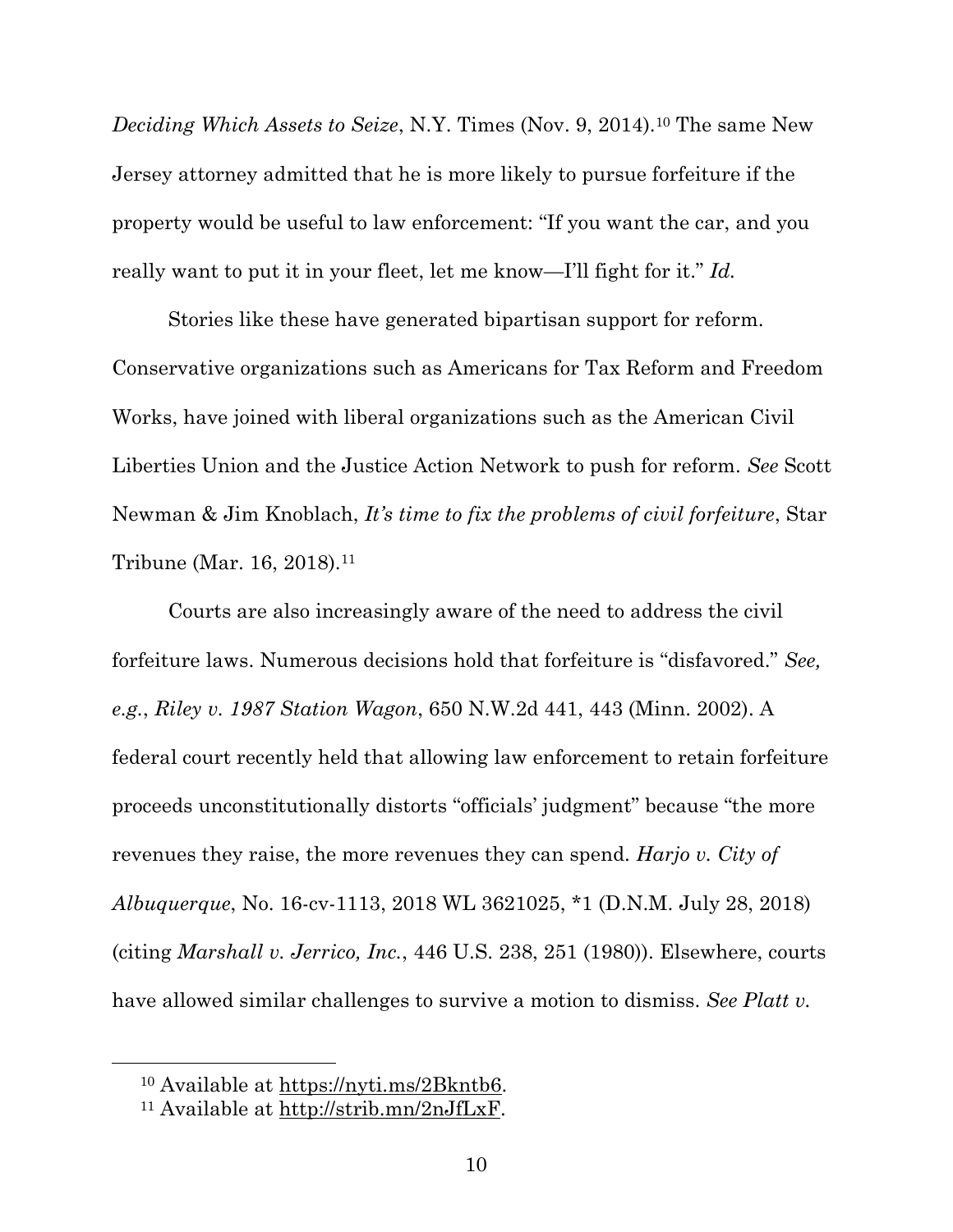*Deciding Which Assets to Seize*, N.Y. Times (Nov. 9, 2014).[10] The same New Jersey attorney admitted that he is more likely to pursue forfeiture if the property would be useful to law enforcement: "If you want the car, and you really want to put it in your fleet, let me know—I'll fight for it." *Id.*

Stories like these have generated bipartisan support for reform. Conservative organizations such as Americans for Tax Reform and Freedom Works, have joined with liberal organizations such as the American Civil Liberties Union and the Justice Action Network to push for reform. *See* Scott Newman & Jim Knoblach, *It's time to fix the problems of civil forfeiture*, Star Tribune (Mar. 16, 2018).[11]

Courts are also increasingly aware of the need to address the civil forfeiture laws. Numerous decisions hold that forfeiture is "disfavored." *See, e.g.*, *Riley v. 1987 Station Wagon*, 650 N.W.2d 441, 443 (Minn. 2002). A federal court recently held that allowing law enforcement to retain forfeiture proceeds unconstitutionally distorts "officials' judgment" because "the more revenues they raise, the more revenues they can spend. *Harjo v. City of Albuquerque*, No. 16-cv-1113, 2018 WL 3621025, \*1 (D.N.M. July 28, 2018) (citing *Marshall v. Jerrico, Inc.*, 446 U.S. 238, 251 (1980)). Elsewhere, courts have allowed similar challenges to survive a motion to dismiss. *See Platt v.*

---

[10] Available at https://nyti.ms/2Bkntb6.

[11] Available at http://strib.mn/2nJfLxF.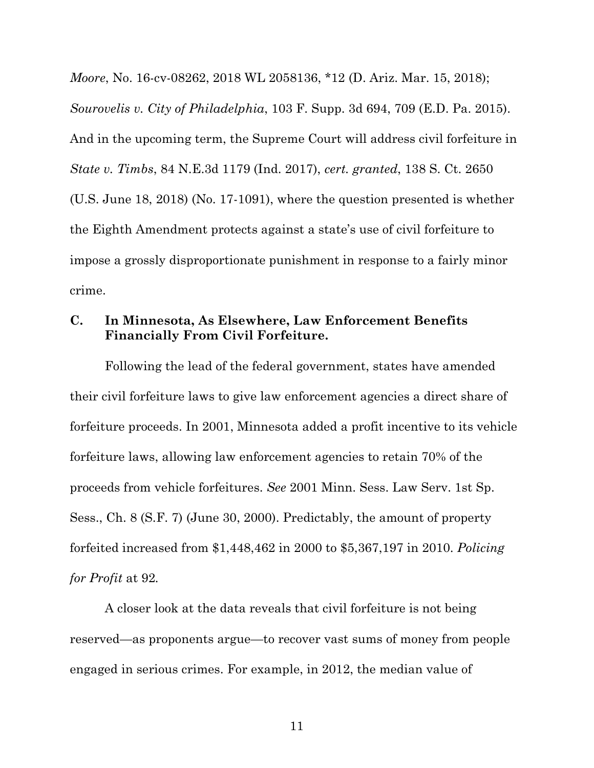*Moore*, No. 16-cv-08262, 2018 WL 2058136, *12 (D. Ariz. Mar. 15, 2018); *Sourovelis v. City of Philadelphia*, 103 F. Supp. 3d 694, 709 (E.D. Pa. 2015). And in the upcoming term, the Supreme Court will address civil forfeiture in *State v. Timbs*, 84 N.E.3d 1179 (Ind. 2017), *cert. granted*, 138 S. Ct. 2650 (U.S. June 18, 2018) (No. 17-1091), where the question presented is whether the Eighth Amendment protects against a state's use of civil forfeiture to impose a grossly disproportionate punishment in response to a fairly minor crime.

### C. In Minnesota, As Elsewhere, Law Enforcement Benefits Financially From Civil Forfeiture.

Following the lead of the federal government, states have amended their civil forfeiture laws to give law enforcement agencies a direct share of forfeiture proceeds. In 2001, Minnesota added a profit incentive to its vehicle forfeiture laws, allowing law enforcement agencies to retain 70% of the proceeds from vehicle forfeitures. *See* 2001 Minn. Sess. Law Serv. 1st Sp. Sess., Ch. 8 (S.F. 7) (June 30, 2000). Predictably, the amount of property forfeited increased from $1,448,462 in 2000 to $5,367,197 in 2010. *Policing for Profit* at 92.

A closer look at the data reveals that civil forfeiture is not being reserved—as proponents argue—to recover vast sums of money from people engaged in serious crimes. For example, in 2012, the median value of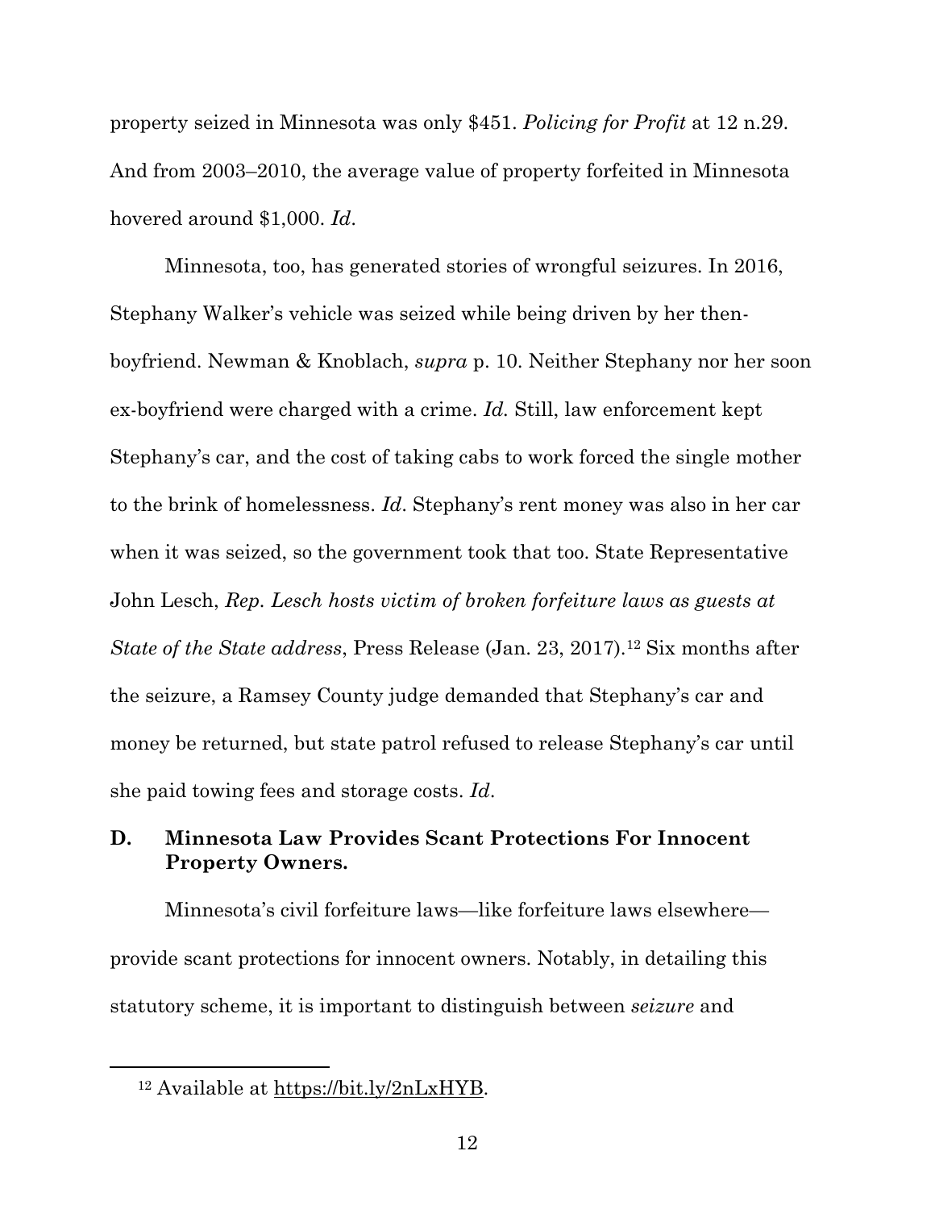property seized in Minnesota was only $451. *Policing for Profit* at 12 n.29. And from 2003–2010, the average value of property forfeited in Minnesota hovered around $1,000. *Id*.

Minnesota, too, has generated stories of wrongful seizures. In 2016, Stephany Walker's vehicle was seized while being driven by her then-boyfriend. Newman & Knoblach, *supra* p. 10. Neither Stephany nor her soon ex-boyfriend were charged with a crime. *Id.* Still, law enforcement kept Stephany's car, and the cost of taking cabs to work forced the single mother to the brink of homelessness. *Id*. Stephany's rent money was also in her car when it was seized, so the government took that too. State Representative John Lesch, *Rep. Lesch hosts victim of broken forfeiture laws as guests at State of the State address*, Press Release (Jan. 23, 2017).[12] Six months after the seizure, a Ramsey County judge demanded that Stephany's car and money be returned, but state patrol refused to release Stephany's car until she paid towing fees and storage costs. *Id*.

### D. Minnesota Law Provides Scant Protections For Innocent Property Owners.

Minnesota's civil forfeiture laws—like forfeiture laws elsewhere—provide scant protections for innocent owners. Notably, in detailing this statutory scheme, it is important to distinguish between *seizure* and

[12] Available at https://bit.ly/2nLxHYB.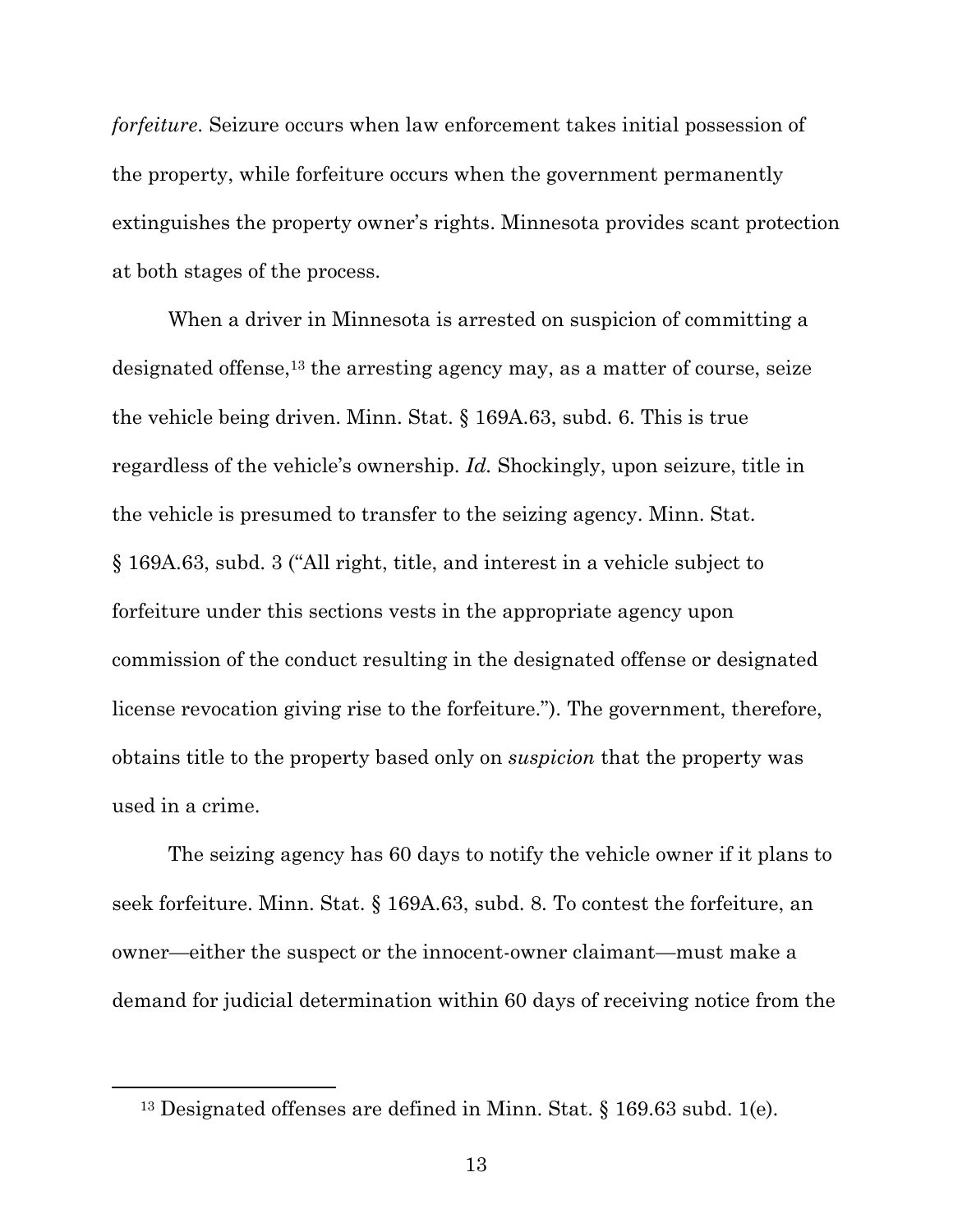*forfeiture*. Seizure occurs when law enforcement takes initial possession of the property, while forfeiture occurs when the government permanently extinguishes the property owner's rights. Minnesota provides scant protection at both stages of the process.

When a driver in Minnesota is arrested on suspicion of committing a designated offense,[13] the arresting agency may, as a matter of course, seize the vehicle being driven. Minn. Stat. § 169A.63, subd. 6. This is true regardless of the vehicle's ownership. *Id.* Shockingly, upon seizure, title in the vehicle is presumed to transfer to the seizing agency. Minn. Stat. § 169A.63, subd. 3 ("All right, title, and interest in a vehicle subject to forfeiture under this sections vests in the appropriate agency upon commission of the conduct resulting in the designated offense or designated license revocation giving rise to the forfeiture."). The government, therefore, obtains title to the property based only on *suspicion* that the property was used in a crime.

The seizing agency has 60 days to notify the vehicle owner if it plans to seek forfeiture. Minn. Stat. § 169A.63, subd. 8. To contest the forfeiture, an owner—either the suspect or the innocent-owner claimant—must make a demand for judicial determination within 60 days of receiving notice from the

[13] Designated offenses are defined in Minn. Stat. § 169.63 subd. 1(e).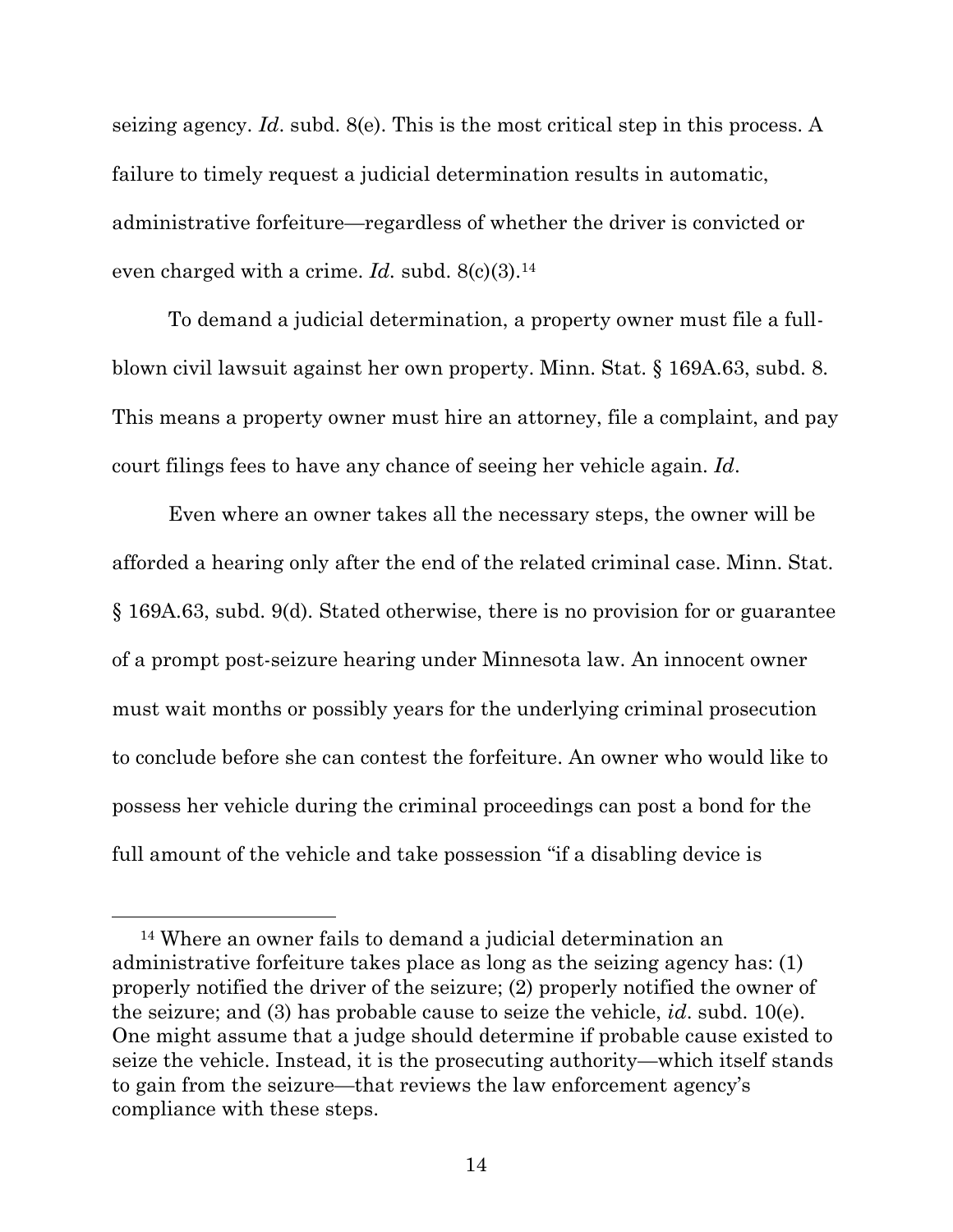seizing agency. *Id*. subd. 8(e). This is the most critical step in this process. A failure to timely request a judicial determination results in automatic, administrative forfeiture—regardless of whether the driver is convicted or even charged with a crime. *Id.* subd. 8(c)(3).[14]

To demand a judicial determination, a property owner must file a full-blown civil lawsuit against her own property. Minn. Stat. § 169A.63, subd. 8. This means a property owner must hire an attorney, file a complaint, and pay court filings fees to have any chance of seeing her vehicle again. *Id*.

Even where an owner takes all the necessary steps, the owner will be afforded a hearing only after the end of the related criminal case. Minn. Stat. § 169A.63, subd. 9(d). Stated otherwise, there is no provision for or guarantee of a prompt post-seizure hearing under Minnesota law. An innocent owner must wait months or possibly years for the underlying criminal prosecution to conclude before she can contest the forfeiture. An owner who would like to possess her vehicle during the criminal proceedings can post a bond for the full amount of the vehicle and take possession "if a disabling device is

---

[14] Where an owner fails to demand a judicial determination an administrative forfeiture takes place as long as the seizing agency has: (1) properly notified the driver of the seizure; (2) properly notified the owner of the seizure; and (3) has probable cause to seize the vehicle, *id*. subd. 10(e). One might assume that a judge should determine if probable cause existed to seize the vehicle. Instead, it is the prosecuting authority—which itself stands to gain from the seizure—that reviews the law enforcement agency's compliance with these steps.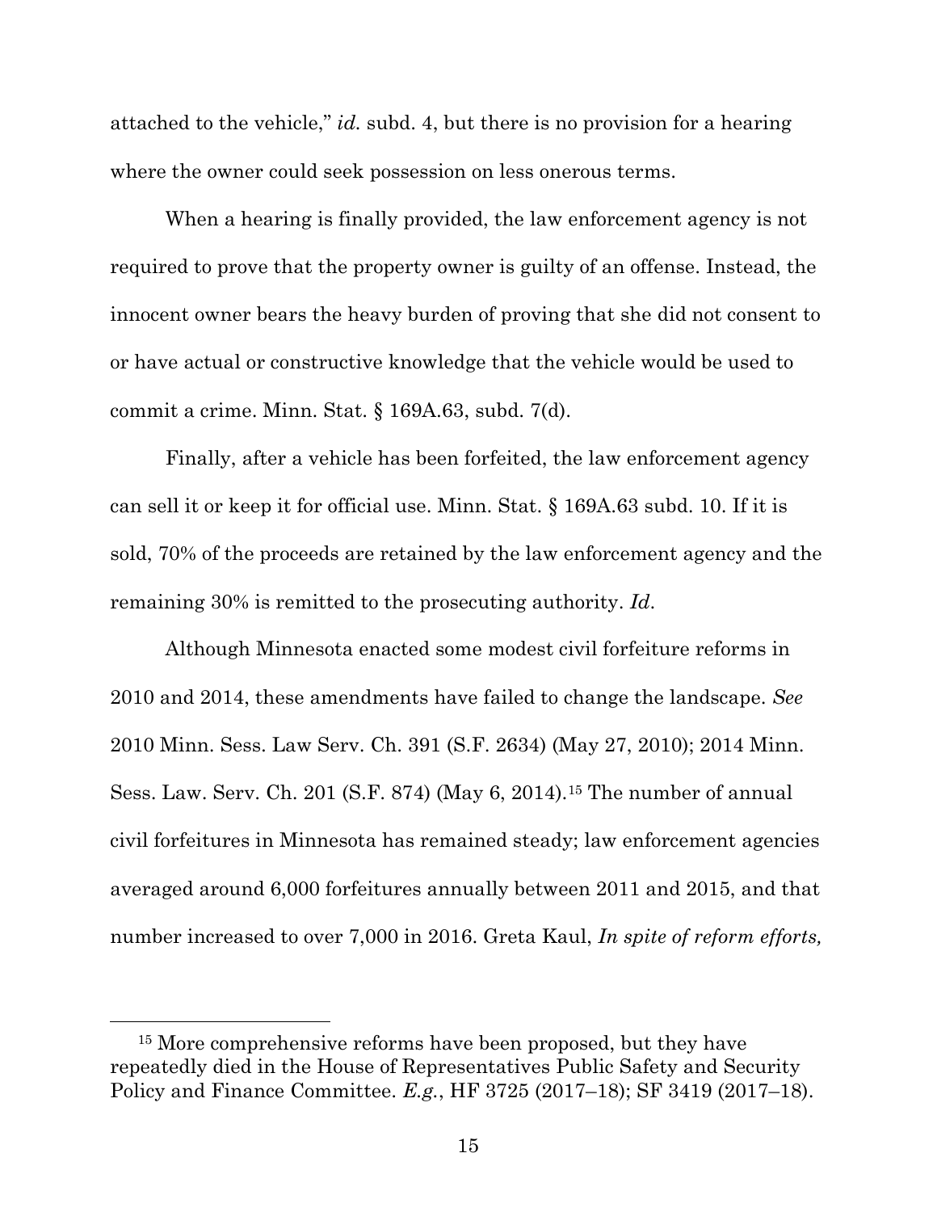attached to the vehicle," *id.* subd. 4, but there is no provision for a hearing where the owner could seek possession on less onerous terms.

When a hearing is finally provided, the law enforcement agency is not required to prove that the property owner is guilty of an offense. Instead, the innocent owner bears the heavy burden of proving that she did not consent to or have actual or constructive knowledge that the vehicle would be used to commit a crime. Minn. Stat. § 169A.63, subd. 7(d).

Finally, after a vehicle has been forfeited, the law enforcement agency can sell it or keep it for official use. Minn. Stat. § 169A.63 subd. 10. If it is sold, 70% of the proceeds are retained by the law enforcement agency and the remaining 30% is remitted to the prosecuting authority. *Id*.

Although Minnesota enacted some modest civil forfeiture reforms in 2010 and 2014, these amendments have failed to change the landscape. *See* 2010 Minn. Sess. Law Serv. Ch. 391 (S.F. 2634) (May 27, 2010); 2014 Minn. Sess. Law. Serv. Ch. 201 (S.F. 874) (May 6, 2014).[15] The number of annual civil forfeitures in Minnesota has remained steady; law enforcement agencies averaged around 6,000 forfeitures annually between 2011 and 2015, and that number increased to over 7,000 in 2016. Greta Kaul, *In spite of reform efforts,*

[15] More comprehensive reforms have been proposed, but they have repeatedly died in the House of Representatives Public Safety and Security Policy and Finance Committee. *E.g.*, HF 3725 (2017–18); SF 3419 (2017–18).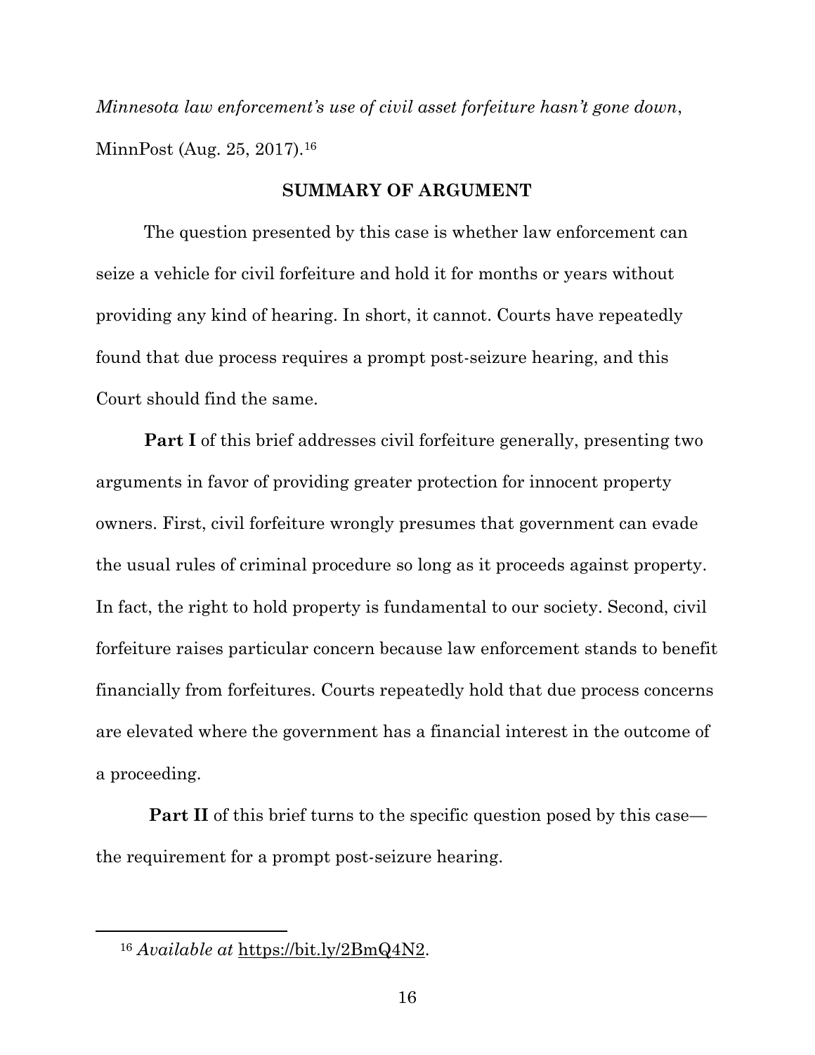*Minnesota law enforcement's use of civil asset forfeiture hasn't gone down*, MinnPost (Aug. 25, 2017).[16]

## SUMMARY OF ARGUMENT

The question presented by this case is whether law enforcement can seize a vehicle for civil forfeiture and hold it for months or years without providing any kind of hearing. In short, it cannot. Courts have repeatedly found that due process requires a prompt post-seizure hearing, and this Court should find the same.

**Part I** of this brief addresses civil forfeiture generally, presenting two arguments in favor of providing greater protection for innocent property owners. First, civil forfeiture wrongly presumes that government can evade the usual rules of criminal procedure so long as it proceeds against property. In fact, the right to hold property is fundamental to our society. Second, civil forfeiture raises particular concern because law enforcement stands to benefit financially from forfeitures. Courts repeatedly hold that due process concerns are elevated where the government has a financial interest in the outcome of a proceeding.

**Part II** of this brief turns to the specific question posed by this case—the requirement for a prompt post-seizure hearing.

---

[16] *Available at* https://bit.ly/2BmQ4N2.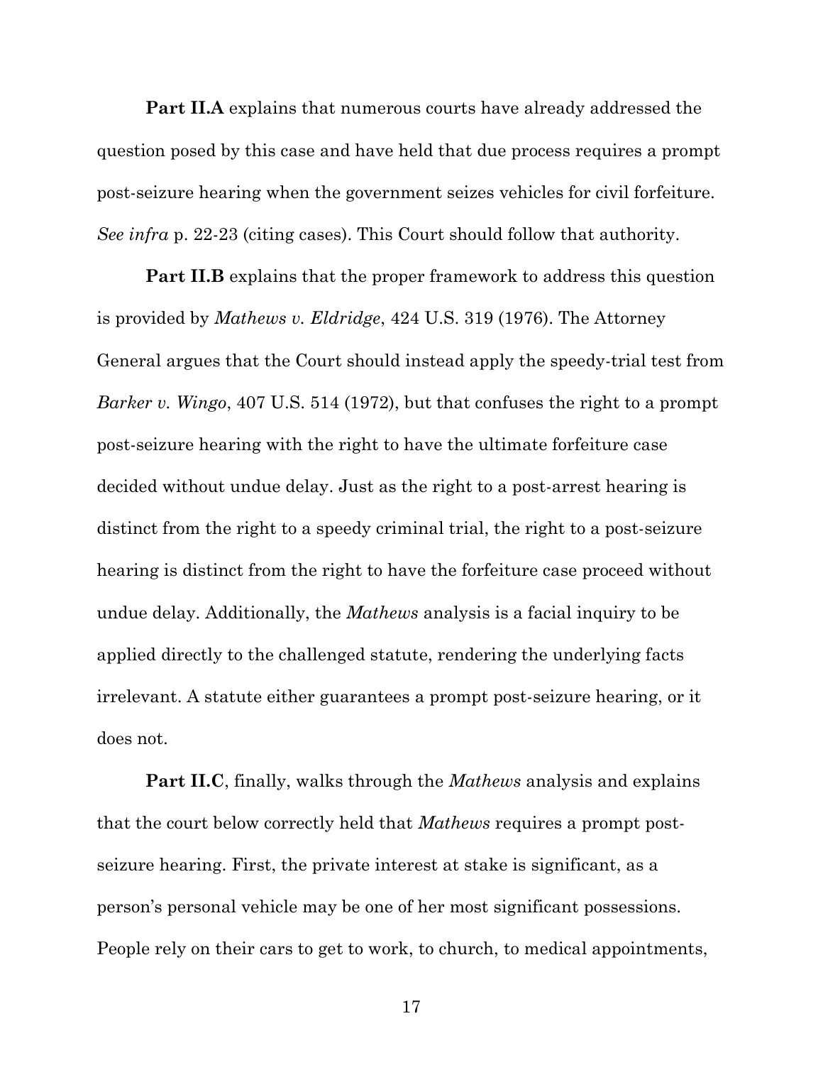**Part II.A** explains that numerous courts have already addressed the question posed by this case and have held that due process requires a prompt post-seizure hearing when the government seizes vehicles for civil forfeiture. *See infra* p. 22-23 (citing cases). This Court should follow that authority.

**Part II.B** explains that the proper framework to address this question is provided by *Mathews v. Eldridge*, 424 U.S. 319 (1976). The Attorney General argues that the Court should instead apply the speedy-trial test from *Barker v. Wingo*, 407 U.S. 514 (1972), but that confuses the right to a prompt post-seizure hearing with the right to have the ultimate forfeiture case decided without undue delay. Just as the right to a post-arrest hearing is distinct from the right to a speedy criminal trial, the right to a post-seizure hearing is distinct from the right to have the forfeiture case proceed without undue delay. Additionally, the *Mathews* analysis is a facial inquiry to be applied directly to the challenged statute, rendering the underlying facts irrelevant. A statute either guarantees a prompt post-seizure hearing, or it does not.

**Part II.C**, finally, walks through the *Mathews* analysis and explains that the court below correctly held that *Mathews* requires a prompt post-seizure hearing. First, the private interest at stake is significant, as a person's personal vehicle may be one of her most significant possessions. People rely on their cars to get to work, to church, to medical appointments,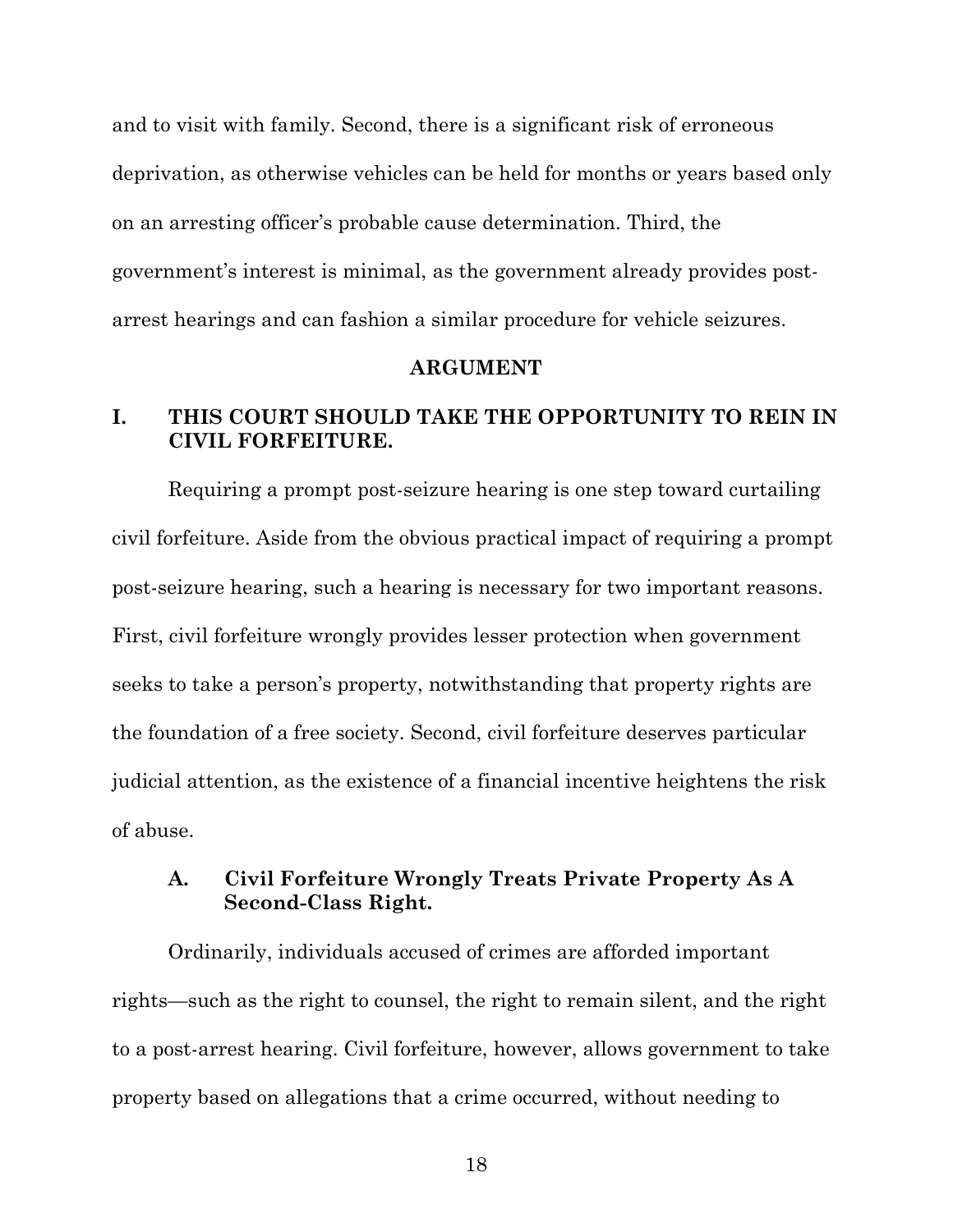and to visit with family. Second, there is a significant risk of erroneous deprivation, as otherwise vehicles can be held for months or years based only on an arresting officer's probable cause determination. Third, the government's interest is minimal, as the government already provides post-arrest hearings and can fashion a similar procedure for vehicle seizures.

## ARGUMENT

## I. THIS COURT SHOULD TAKE THE OPPORTUNITY TO REIN IN CIVIL FORFEITURE.

Requiring a prompt post-seizure hearing is one step toward curtailing civil forfeiture. Aside from the obvious practical impact of requiring a prompt post-seizure hearing, such a hearing is necessary for two important reasons. First, civil forfeiture wrongly provides lesser protection when government seeks to take a person's property, notwithstanding that property rights are the foundation of a free society. Second, civil forfeiture deserves particular judicial attention, as the existence of a financial incentive heightens the risk of abuse.

### A. Civil Forfeiture Wrongly Treats Private Property As A Second-Class Right.

Ordinarily, individuals accused of crimes are afforded important rights—such as the right to counsel, the right to remain silent, and the right to a post-arrest hearing. Civil forfeiture, however, allows government to take property based on allegations that a crime occurred, without needing to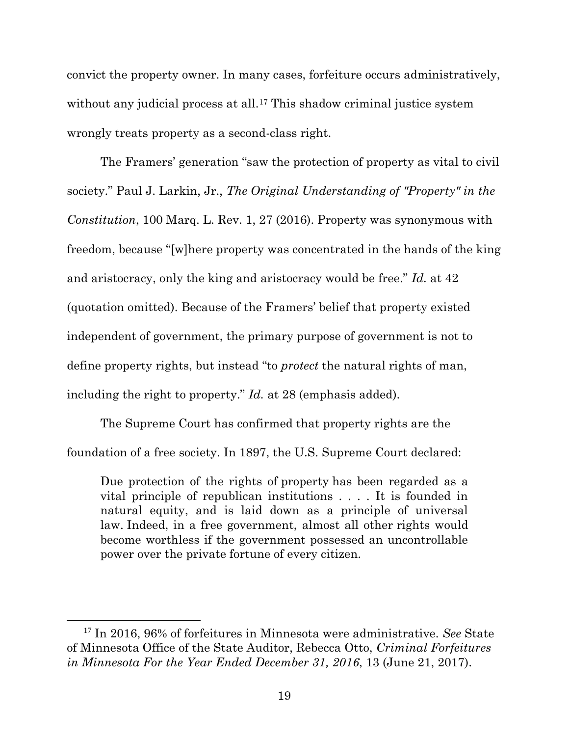convict the property owner. In many cases, forfeiture occurs administratively, without any judicial process at all.[17] This shadow criminal justice system wrongly treats property as a second-class right.

The Framers' generation "saw the protection of property as vital to civil society." Paul J. Larkin, Jr., *The Original Understanding of "Property" in the Constitution*, 100 Marq. L. Rev. 1, 27 (2016). Property was synonymous with freedom, because "[w]here property was concentrated in the hands of the king and aristocracy, only the king and aristocracy would be free." *Id.* at 42 (quotation omitted). Because of the Framers' belief that property existed independent of government, the primary purpose of government is not to define property rights, but instead "to *protect* the natural rights of man, including the right to property." *Id.* at 28 (emphasis added).

The Supreme Court has confirmed that property rights are the foundation of a free society. In 1897, the U.S. Supreme Court declared:

> Due protection of the rights of property has been regarded as a vital principle of republican institutions . . . . It is founded in natural equity, and is laid down as a principle of universal law. Indeed, in a free government, almost all other rights would become worthless if the government possessed an uncontrollable power over the private fortune of every citizen.

---

[17] In 2016, 96% of forfeitures in Minnesota were administrative. *See* State of Minnesota Office of the State Auditor, Rebecca Otto, *Criminal Forfeitures in Minnesota For the Year Ended December 31, 2016*, 13 (June 21, 2017).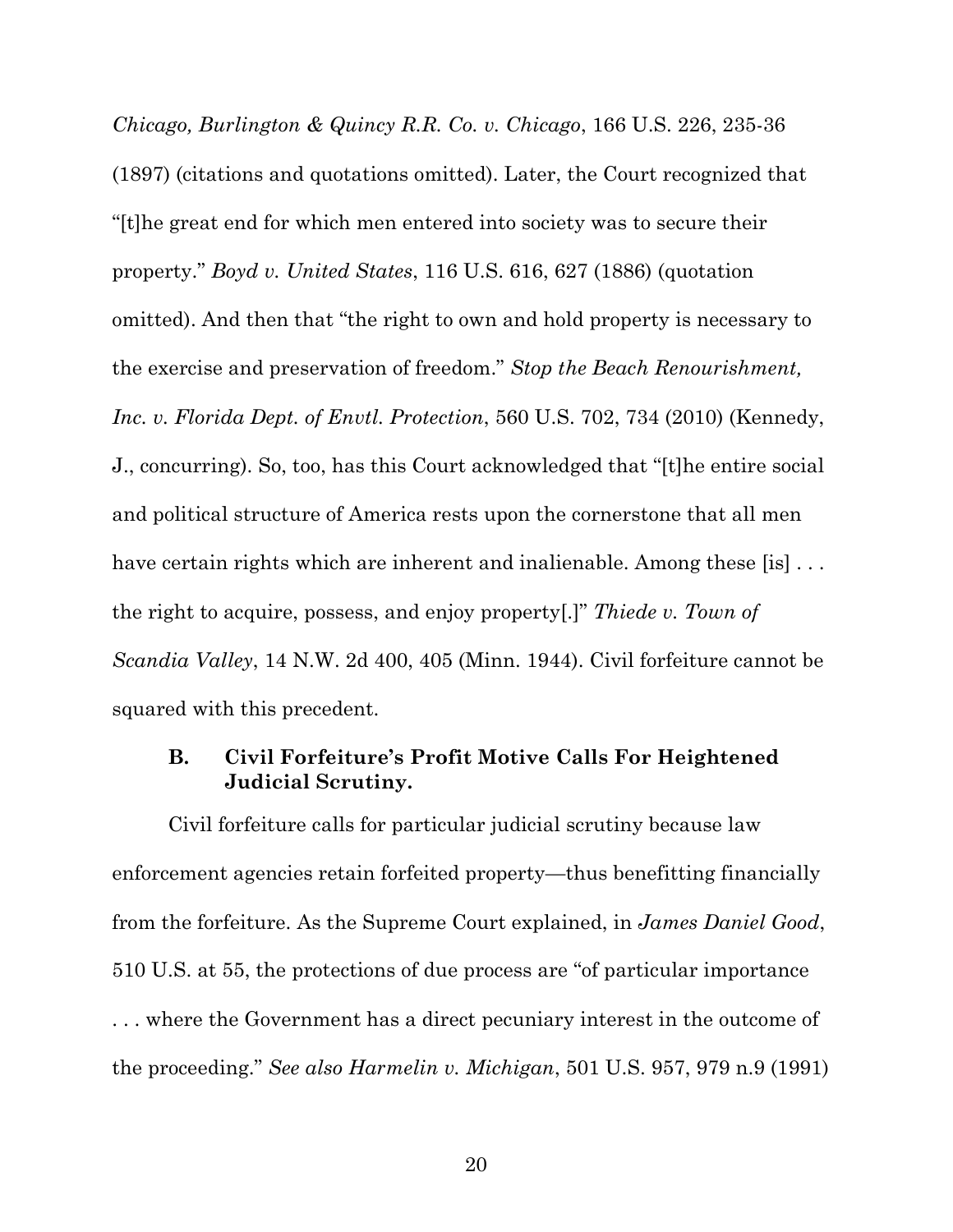*Chicago, Burlington & Quincy R.R. Co. v. Chicago*, 166 U.S. 226, 235-36 (1897) (citations and quotations omitted). Later, the Court recognized that "[t]he great end for which men entered into society was to secure their property." *Boyd v. United States*, 116 U.S. 616, 627 (1886) (quotation omitted). And then that "the right to own and hold property is necessary to the exercise and preservation of freedom." *Stop the Beach Renourishment, Inc. v. Florida Dept. of Envtl. Protection*, 560 U.S. 702, 734 (2010) (Kennedy, J., concurring). So, too, has this Court acknowledged that "[t]he entire social and political structure of America rests upon the cornerstone that all men have certain rights which are inherent and inalienable. Among these [is] . . . the right to acquire, possess, and enjoy property[.]" *Thiede v. Town of Scandia Valley*, 14 N.W. 2d 400, 405 (Minn. 1944). Civil forfeiture cannot be squared with this precedent.

### B. Civil Forfeiture's Profit Motive Calls For Heightened Judicial Scrutiny.

Civil forfeiture calls for particular judicial scrutiny because law enforcement agencies retain forfeited property—thus benefitting financially from the forfeiture. As the Supreme Court explained, in *James Daniel Good*, 510 U.S. at 55, the protections of due process are "of particular importance . . . where the Government has a direct pecuniary interest in the outcome of the proceeding." *See also Harmelin v. Michigan*, 501 U.S. 957, 979 n.9 (1991)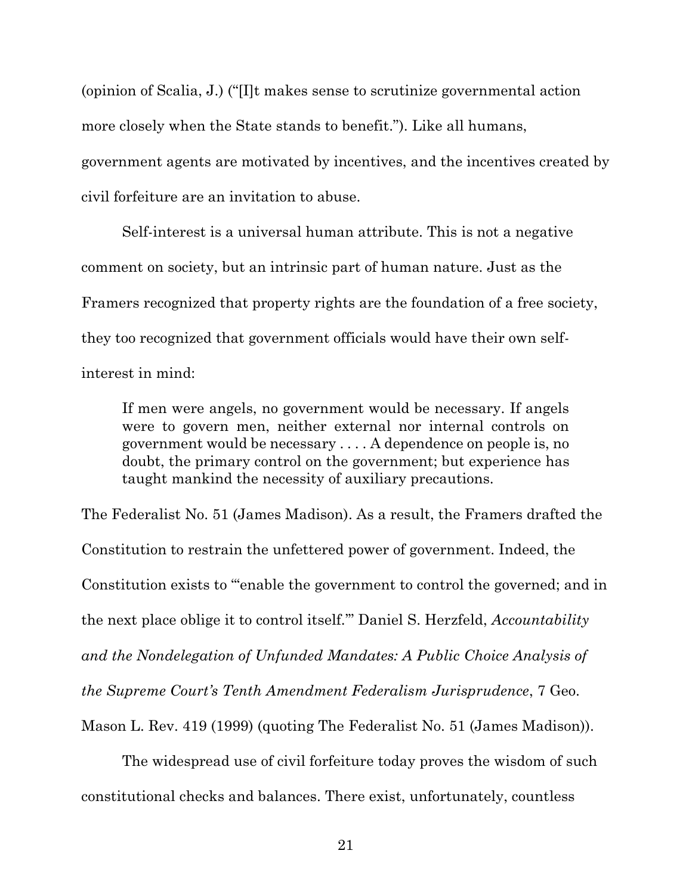(opinion of Scalia, J.) ("[I]t makes sense to scrutinize governmental action more closely when the State stands to benefit."). Like all humans, government agents are motivated by incentives, and the incentives created by civil forfeiture are an invitation to abuse.

Self-interest is a universal human attribute. This is not a negative comment on society, but an intrinsic part of human nature. Just as the Framers recognized that property rights are the foundation of a free society, they too recognized that government officials would have their own self-interest in mind:

> If men were angels, no government would be necessary. If angels were to govern men, neither external nor internal controls on government would be necessary . . . . A dependence on people is, no doubt, the primary control on the government; but experience has taught mankind the necessity of auxiliary precautions.

The Federalist No. 51 (James Madison). As a result, the Framers drafted the Constitution to restrain the unfettered power of government. Indeed, the Constitution exists to "'enable the government to control the governed; and in the next place oblige it to control itself.'" Daniel S. Herzfeld, *Accountability and the Nondelegation of Unfunded Mandates: A Public Choice Analysis of the Supreme Court's Tenth Amendment Federalism Jurisprudence*, 7 Geo. Mason L. Rev. 419 (1999) (quoting The Federalist No. 51 (James Madison)).

The widespread use of civil forfeiture today proves the wisdom of such constitutional checks and balances. There exist, unfortunately, countless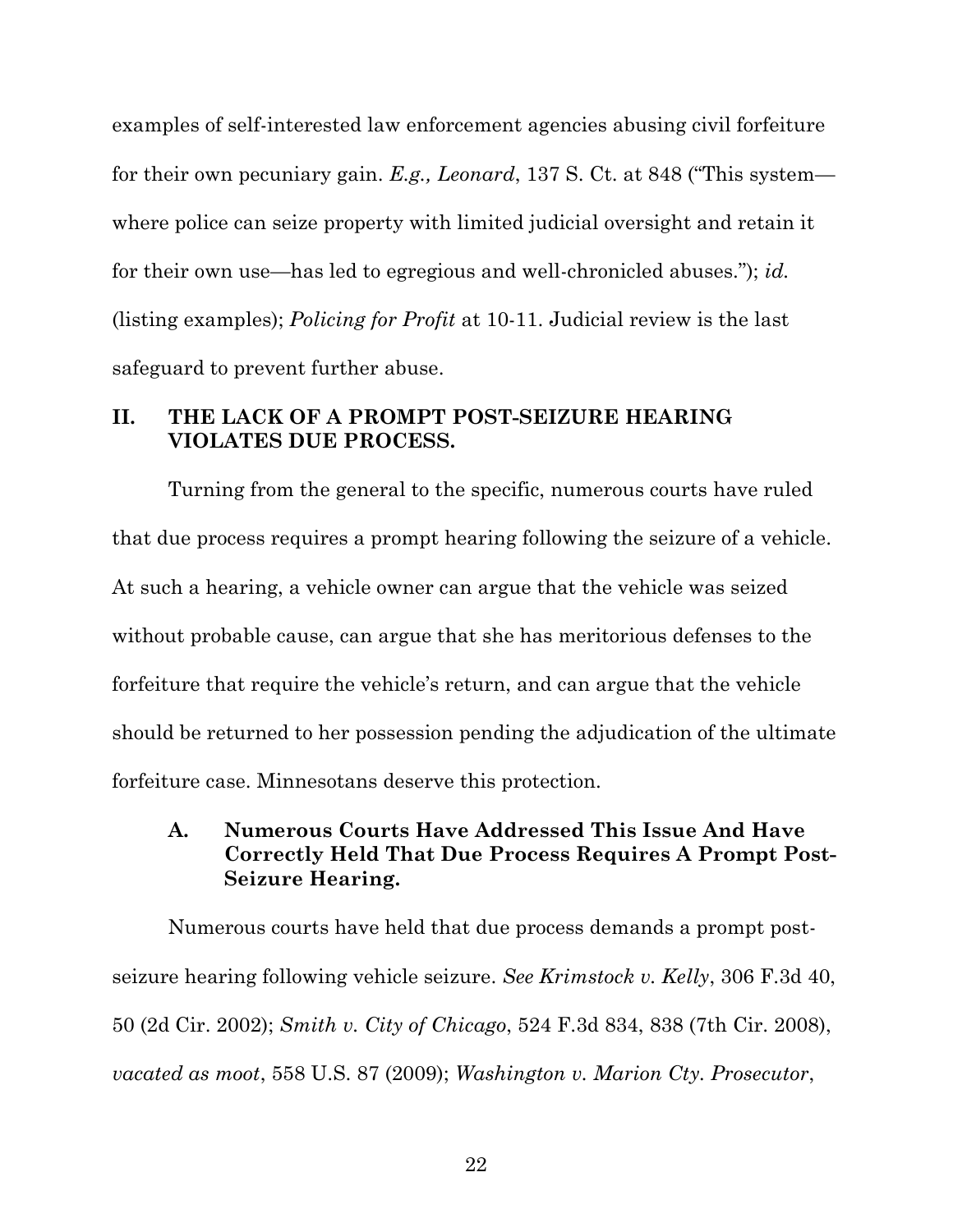examples of self-interested law enforcement agencies abusing civil forfeiture for their own pecuniary gain. *E.g., Leonard*, 137 S. Ct. at 848 ("This system—where police can seize property with limited judicial oversight and retain it for their own use—has led to egregious and well-chronicled abuses."); *id.* (listing examples); *Policing for Profit* at 10-11. Judicial review is the last safeguard to prevent further abuse.

## II. THE LACK OF A PROMPT POST-SEIZURE HEARING VIOLATES DUE PROCESS.

Turning from the general to the specific, numerous courts have ruled that due process requires a prompt hearing following the seizure of a vehicle. At such a hearing, a vehicle owner can argue that the vehicle was seized without probable cause, can argue that she has meritorious defenses to the forfeiture that require the vehicle's return, and can argue that the vehicle should be returned to her possession pending the adjudication of the ultimate forfeiture case. Minnesotans deserve this protection.

### A. Numerous Courts Have Addressed This Issue And Have Correctly Held That Due Process Requires A Prompt Post-Seizure Hearing.

Numerous courts have held that due process demands a prompt post-seizure hearing following vehicle seizure. *See Krimstock v. Kelly*, 306 F.3d 40, 50 (2d Cir. 2002); *Smith v. City of Chicago*, 524 F.3d 834, 838 (7th Cir. 2008), *vacated as moot*, 558 U.S. 87 (2009); *Washington v. Marion Cty. Prosecutor*,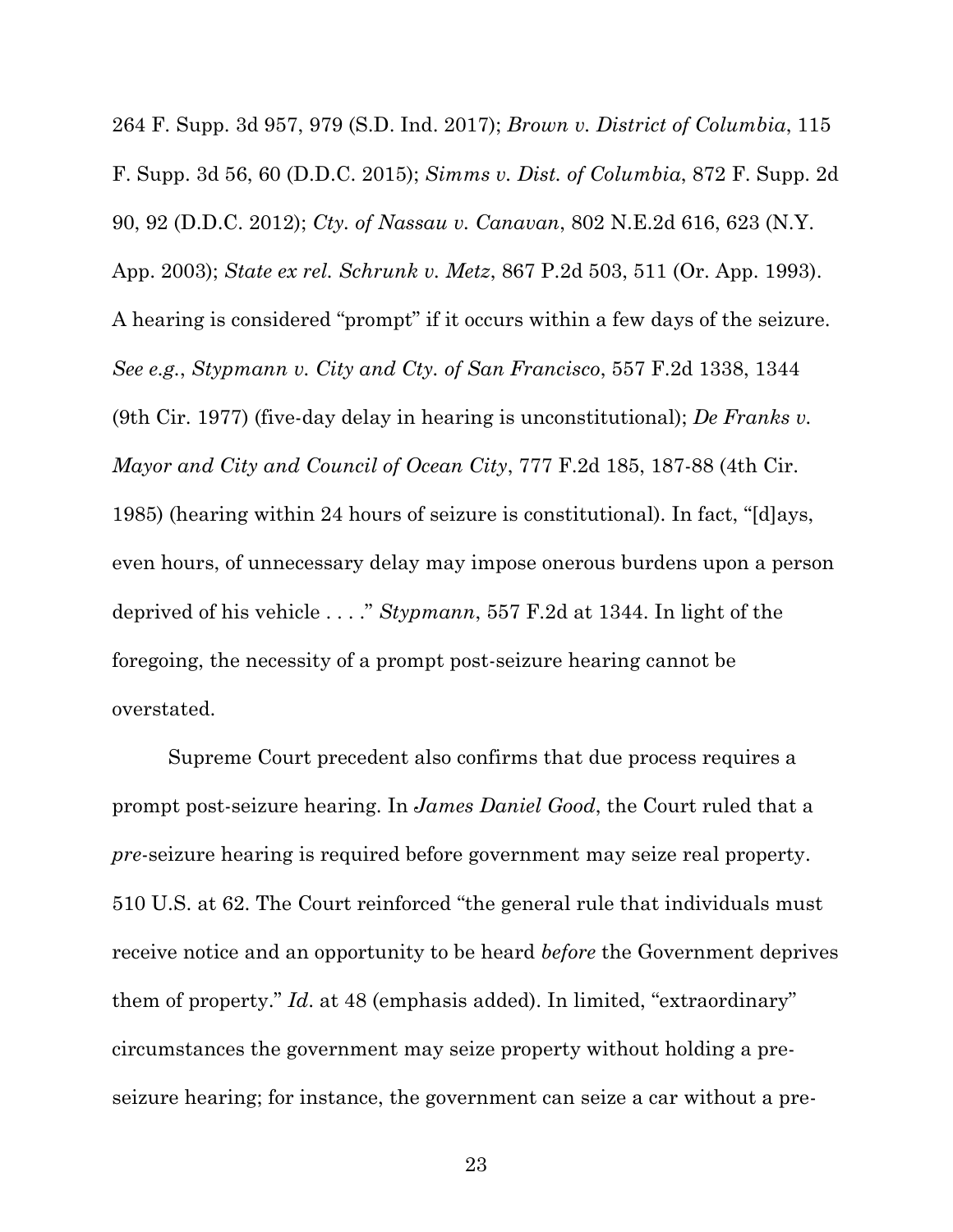264 F. Supp. 3d 957, 979 (S.D. Ind. 2017); *Brown v. District of Columbia*, 115 F. Supp. 3d 56, 60 (D.D.C. 2015); *Simms v. Dist. of Columbia*, 872 F. Supp. 2d 90, 92 (D.D.C. 2012); *Cty. of Nassau v. Canavan*, 802 N.E.2d 616, 623 (N.Y. App. 2003); *State ex rel. Schrunk v. Metz*, 867 P.2d 503, 511 (Or. App. 1993). A hearing is considered "prompt" if it occurs within a few days of the seizure. *See e.g.*, *Stypmann v. City and Cty. of San Francisco*, 557 F.2d 1338, 1344 (9th Cir. 1977) (five-day delay in hearing is unconstitutional); *De Franks v. Mayor and City and Council of Ocean City*, 777 F.2d 185, 187-88 (4th Cir. 1985) (hearing within 24 hours of seizure is constitutional). In fact, "[d]ays, even hours, of unnecessary delay may impose onerous burdens upon a person deprived of his vehicle . . . ." *Stypmann*, 557 F.2d at 1344. In light of the foregoing, the necessity of a prompt post-seizure hearing cannot be overstated.

Supreme Court precedent also confirms that due process requires a prompt post-seizure hearing. In *James Daniel Good*, the Court ruled that a *pre*-seizure hearing is required before government may seize real property. 510 U.S. at 62. The Court reinforced "the general rule that individuals must receive notice and an opportunity to be heard *before* the Government deprives them of property." *Id*. at 48 (emphasis added). In limited, "extraordinary" circumstances the government may seize property without holding a pre-seizure hearing; for instance, the government can seize a car without a pre-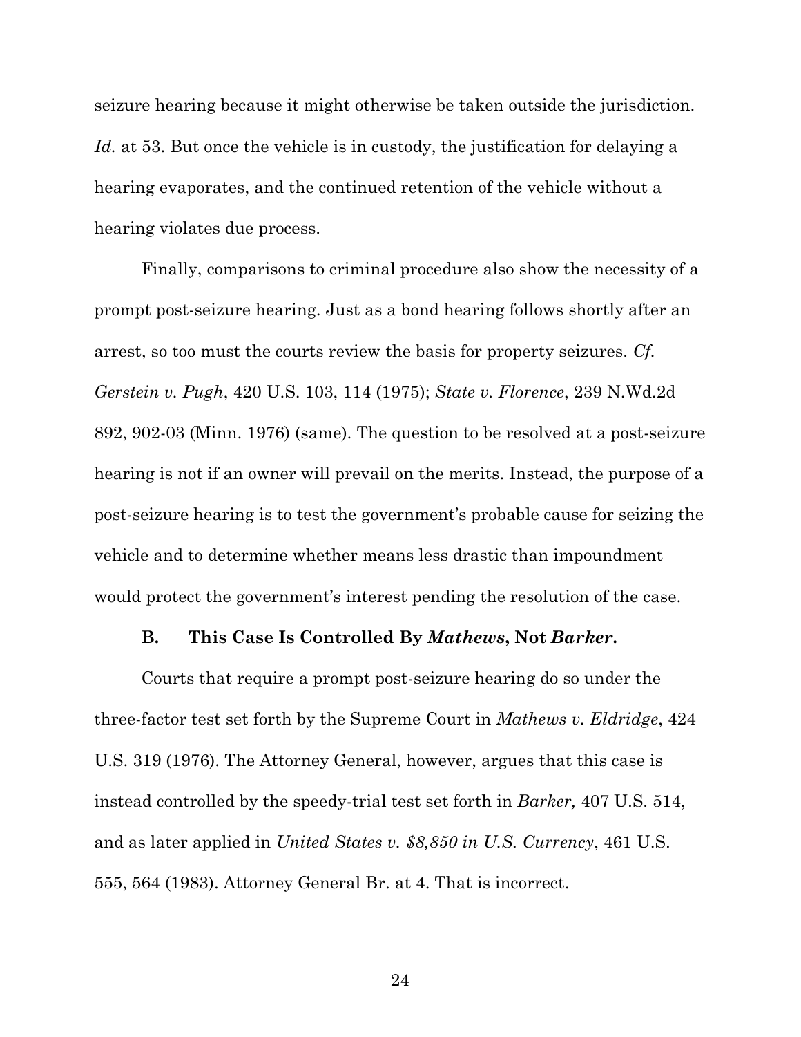seizure hearing because it might otherwise be taken outside the jurisdiction. *Id.* at 53. But once the vehicle is in custody, the justification for delaying a hearing evaporates, and the continued retention of the vehicle without a hearing violates due process.

Finally, comparisons to criminal procedure also show the necessity of a prompt post-seizure hearing. Just as a bond hearing follows shortly after an arrest, so too must the courts review the basis for property seizures. *Cf. Gerstein v. Pugh*, 420 U.S. 103, 114 (1975); *State v. Florence*, 239 N.Wd.2d 892, 902-03 (Minn. 1976) (same). The question to be resolved at a post-seizure hearing is not if an owner will prevail on the merits. Instead, the purpose of a post-seizure hearing is to test the government's probable cause for seizing the vehicle and to determine whether means less drastic than impoundment would protect the government's interest pending the resolution of the case.

### B. This Case Is Controlled By *Mathews*, Not *Barker*.

Courts that require a prompt post-seizure hearing do so under the three-factor test set forth by the Supreme Court in *Mathews v. Eldridge*, 424 U.S. 319 (1976). The Attorney General, however, argues that this case is instead controlled by the speedy-trial test set forth in *Barker,* 407 U.S. 514, and as later applied in *United States v. $8,850 in U.S. Currency*, 461 U.S. 555, 564 (1983). Attorney General Br. at 4. That is incorrect.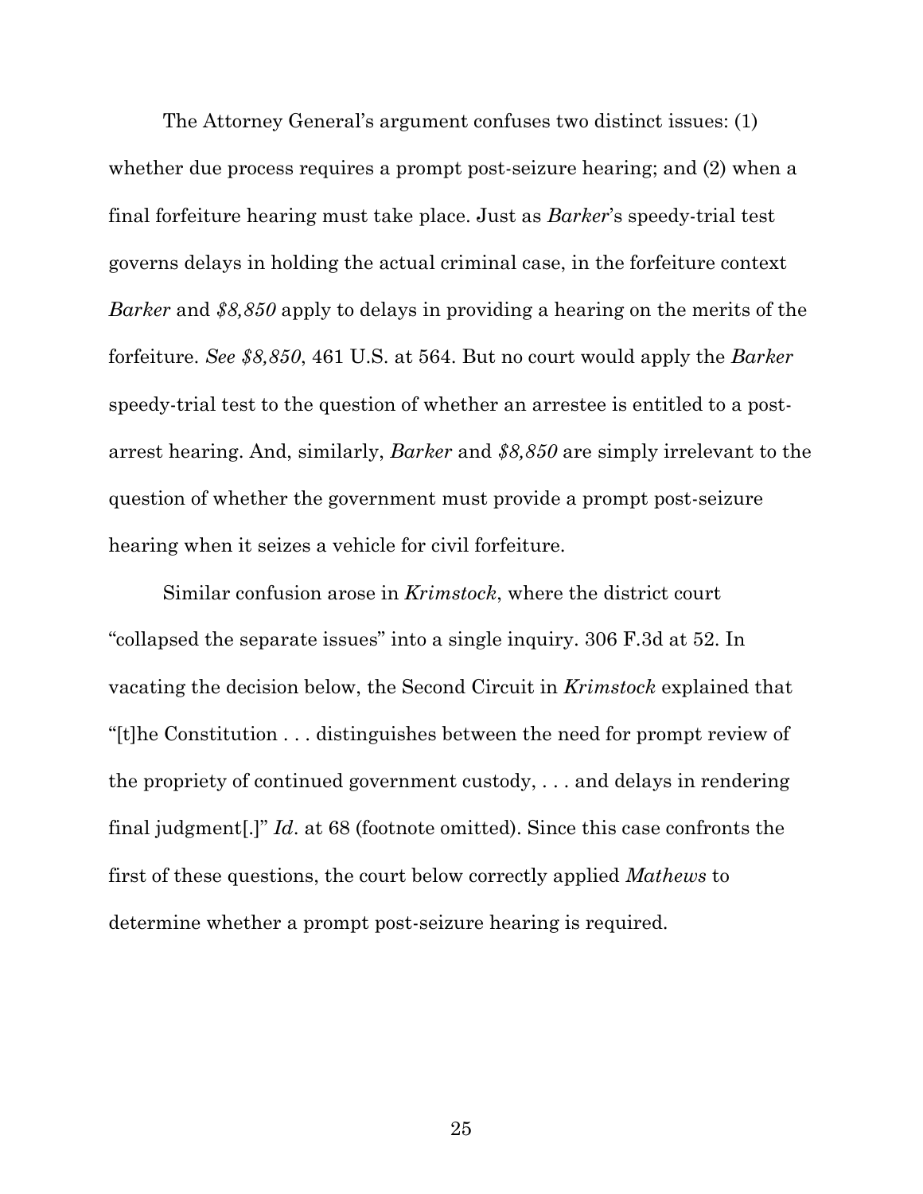The Attorney General's argument confuses two distinct issues: (1) whether due process requires a prompt post-seizure hearing; and (2) when a final forfeiture hearing must take place. Just as *Barker*'s speedy-trial test governs delays in holding the actual criminal case, in the forfeiture context *Barker* and *$8,850* apply to delays in providing a hearing on the merits of the forfeiture. *See $8,850*, 461 U.S. at 564. But no court would apply the *Barker* speedy-trial test to the question of whether an arrestee is entitled to a post-arrest hearing. And, similarly, *Barker* and *$8,850* are simply irrelevant to the question of whether the government must provide a prompt post-seizure hearing when it seizes a vehicle for civil forfeiture.

Similar confusion arose in *Krimstock*, where the district court "collapsed the separate issues" into a single inquiry. 306 F.3d at 52. In vacating the decision below, the Second Circuit in *Krimstock* explained that "[t]he Constitution . . . distinguishes between the need for prompt review of the propriety of continued government custody, . . . and delays in rendering final judgment[.]" *Id*. at 68 (footnote omitted). Since this case confronts the first of these questions, the court below correctly applied *Mathews* to determine whether a prompt post-seizure hearing is required.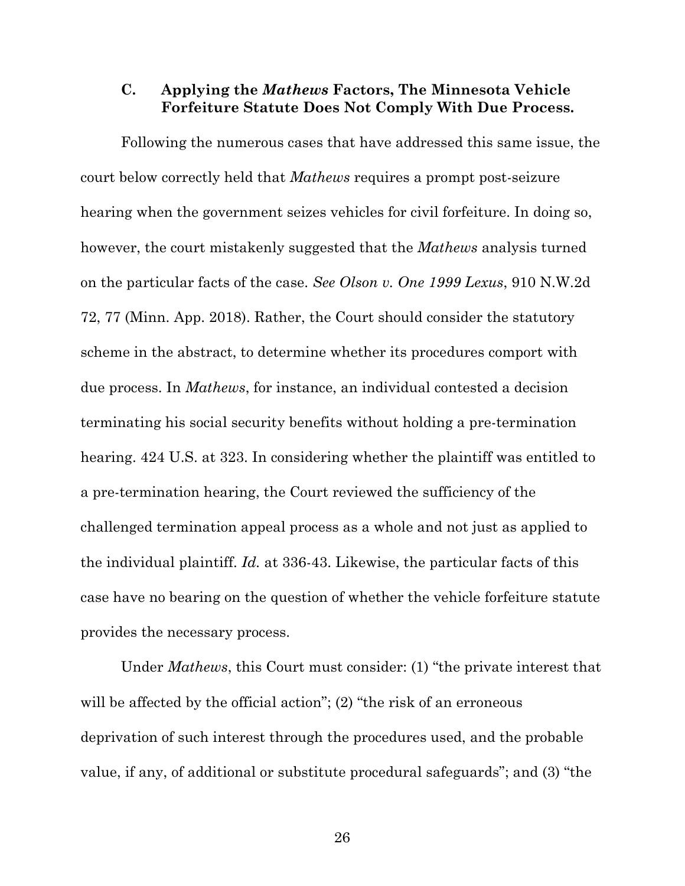### C. Applying the *Mathews* Factors, The Minnesota Vehicle Forfeiture Statute Does Not Comply With Due Process.

Following the numerous cases that have addressed this same issue, the court below correctly held that *Mathews* requires a prompt post-seizure hearing when the government seizes vehicles for civil forfeiture. In doing so, however, the court mistakenly suggested that the *Mathews* analysis turned on the particular facts of the case. *See Olson v. One 1999 Lexus*, 910 N.W.2d 72, 77 (Minn. App. 2018). Rather, the Court should consider the statutory scheme in the abstract, to determine whether its procedures comport with due process. In *Mathews*, for instance, an individual contested a decision terminating his social security benefits without holding a pre-termination hearing. 424 U.S. at 323. In considering whether the plaintiff was entitled to a pre-termination hearing, the Court reviewed the sufficiency of the challenged termination appeal process as a whole and not just as applied to the individual plaintiff. *Id.* at 336-43. Likewise, the particular facts of this case have no bearing on the question of whether the vehicle forfeiture statute provides the necessary process.

Under *Mathews*, this Court must consider: (1) "the private interest that will be affected by the official action"; (2) "the risk of an erroneous deprivation of such interest through the procedures used, and the probable value, if any, of additional or substitute procedural safeguards"; and (3) "the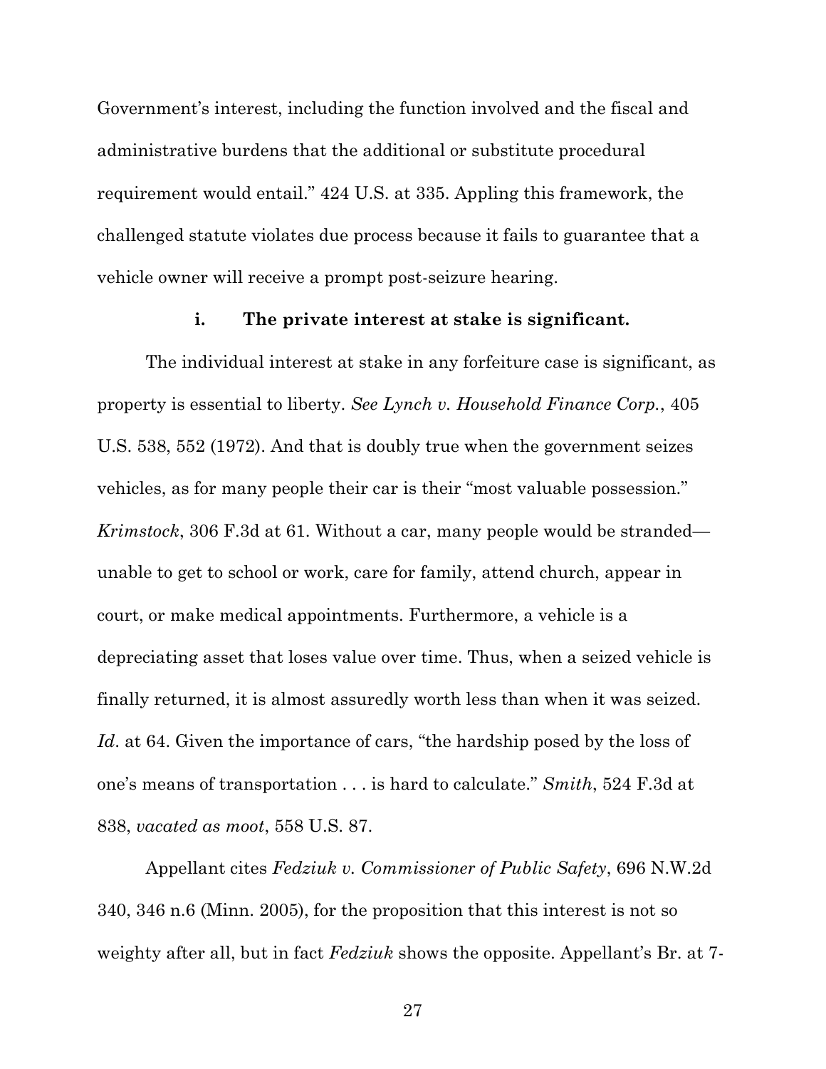Government's interest, including the function involved and the fiscal and administrative burdens that the additional or substitute procedural requirement would entail." 424 U.S. at 335. Appling this framework, the challenged statute violates due process because it fails to guarantee that a vehicle owner will receive a prompt post-seizure hearing.

#### i. The private interest at stake is significant.

The individual interest at stake in any forfeiture case is significant, as property is essential to liberty. *See Lynch v. Household Finance Corp.*, 405 U.S. 538, 552 (1972). And that is doubly true when the government seizes vehicles, as for many people their car is their "most valuable possession." *Krimstock*, 306 F.3d at 61. Without a car, many people would be stranded—unable to get to school or work, care for family, attend church, appear in court, or make medical appointments. Furthermore, a vehicle is a depreciating asset that loses value over time. Thus, when a seized vehicle is finally returned, it is almost assuredly worth less than when it was seized. *Id*. at 64. Given the importance of cars, "the hardship posed by the loss of one's means of transportation . . . is hard to calculate." *Smith*, 524 F.3d at 838, *vacated as moot*, 558 U.S. 87.

Appellant cites *Fedziuk v. Commissioner of Public Safety*, 696 N.W.2d 340, 346 n.6 (Minn. 2005), for the proposition that this interest is not so weighty after all, but in fact *Fedziuk* shows the opposite. Appellant's Br. at 7-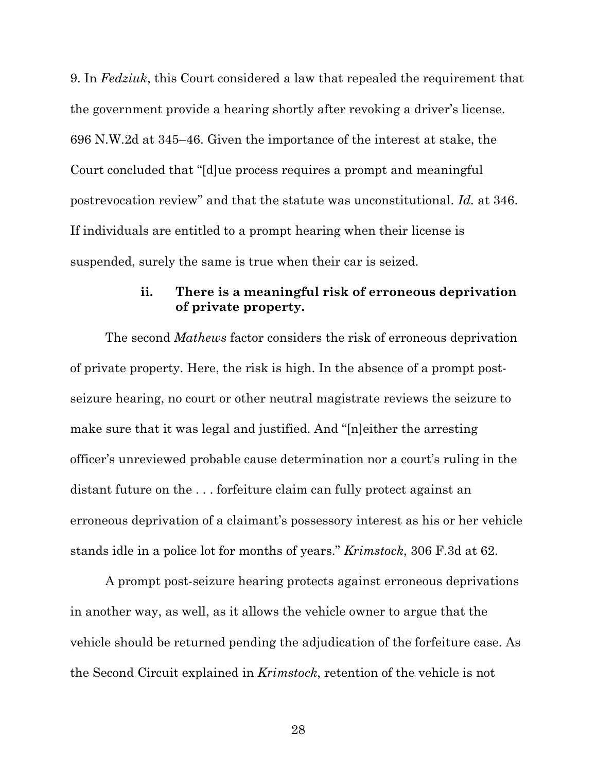9. In *Fedziuk*, this Court considered a law that repealed the requirement that the government provide a hearing shortly after revoking a driver's license. 696 N.W.2d at 345–46. Given the importance of the interest at stake, the Court concluded that "[d]ue process requires a prompt and meaningful postrevocation review" and that the statute was unconstitutional. *Id.* at 346. If individuals are entitled to a prompt hearing when their license is suspended, surely the same is true when their car is seized.

#### ii. There is a meaningful risk of erroneous deprivation of private property.

The second *Mathews* factor considers the risk of erroneous deprivation of private property. Here, the risk is high. In the absence of a prompt post-seizure hearing, no court or other neutral magistrate reviews the seizure to make sure that it was legal and justified. And "[n]either the arresting officer's unreviewed probable cause determination nor a court's ruling in the distant future on the . . . forfeiture claim can fully protect against an erroneous deprivation of a claimant's possessory interest as his or her vehicle stands idle in a police lot for months of years." *Krimstock*, 306 F.3d at 62.

A prompt post-seizure hearing protects against erroneous deprivations in another way, as well, as it allows the vehicle owner to argue that the vehicle should be returned pending the adjudication of the forfeiture case. As the Second Circuit explained in *Krimstock*, retention of the vehicle is not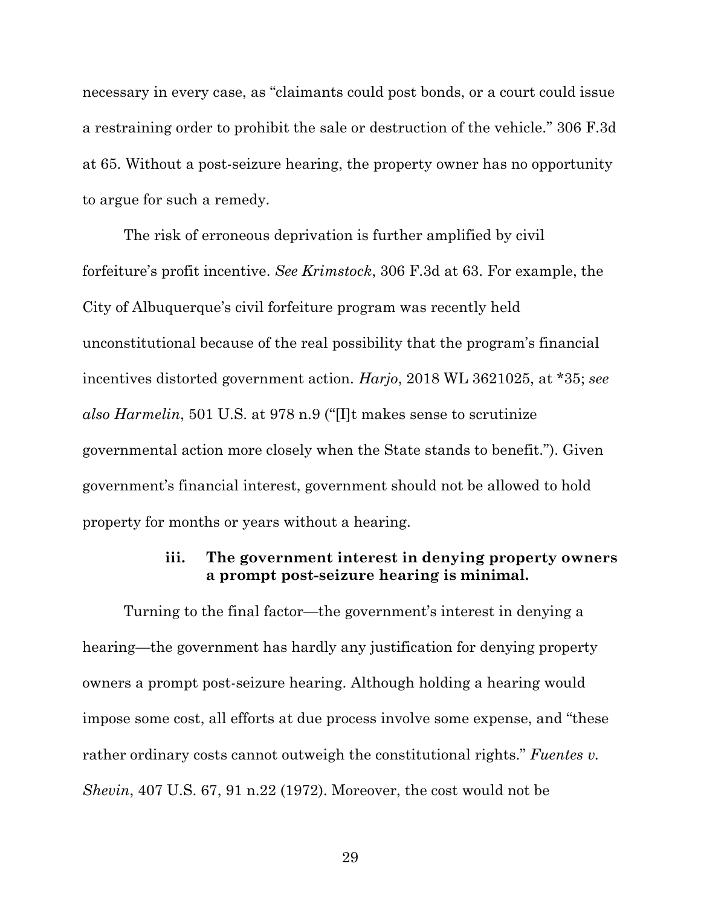necessary in every case, as "claimants could post bonds, or a court could issue a restraining order to prohibit the sale or destruction of the vehicle." 306 F.3d at 65. Without a post-seizure hearing, the property owner has no opportunity to argue for such a remedy.

The risk of erroneous deprivation is further amplified by civil forfeiture's profit incentive. *See Krimstock*, 306 F.3d at 63. For example, the City of Albuquerque's civil forfeiture program was recently held unconstitutional because of the real possibility that the program's financial incentives distorted government action. *Harjo*, 2018 WL 3621025, at *35; *see also Harmelin*, 501 U.S. at 978 n.9 ("[I]t makes sense to scrutinize governmental action more closely when the State stands to benefit."). Given government's financial interest, government should not be allowed to hold property for months or years without a hearing.

#### iii. The government interest in denying property owners a prompt post-seizure hearing is minimal.

Turning to the final factor—the government's interest in denying a hearing—the government has hardly any justification for denying property owners a prompt post-seizure hearing. Although holding a hearing would impose some cost, all efforts at due process involve some expense, and "these rather ordinary costs cannot outweigh the constitutional rights." *Fuentes v. Shevin*, 407 U.S. 67, 91 n.22 (1972). Moreover, the cost would not be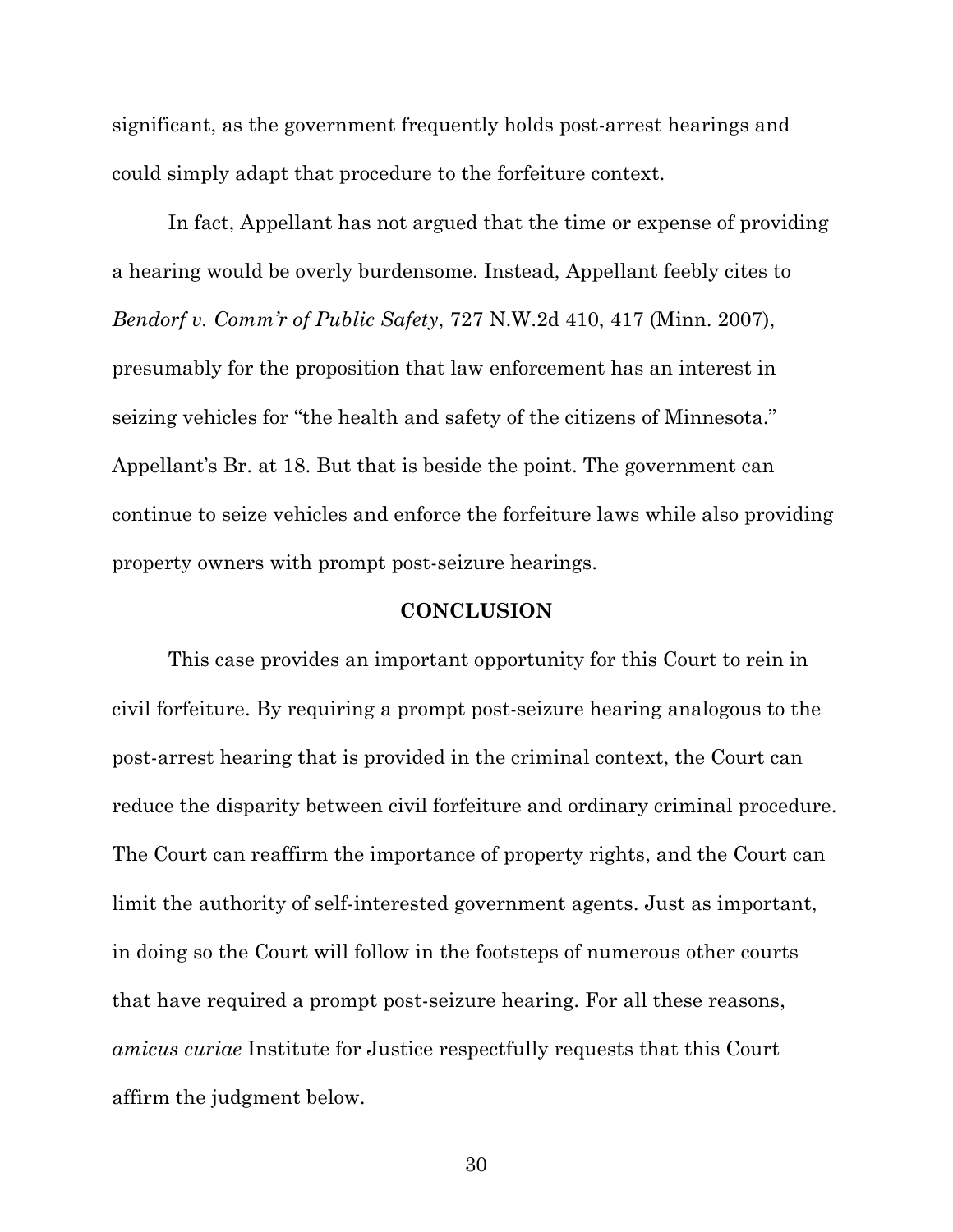significant, as the government frequently holds post-arrest hearings and could simply adapt that procedure to the forfeiture context.

In fact, Appellant has not argued that the time or expense of providing a hearing would be overly burdensome. Instead, Appellant feebly cites to *Bendorf v. Comm'r of Public Safety*, 727 N.W.2d 410, 417 (Minn. 2007), presumably for the proposition that law enforcement has an interest in seizing vehicles for "the health and safety of the citizens of Minnesota." Appellant's Br. at 18. But that is beside the point. The government can continue to seize vehicles and enforce the forfeiture laws while also providing property owners with prompt post-seizure hearings.

## CONCLUSION

This case provides an important opportunity for this Court to rein in civil forfeiture. By requiring a prompt post-seizure hearing analogous to the post-arrest hearing that is provided in the criminal context, the Court can reduce the disparity between civil forfeiture and ordinary criminal procedure. The Court can reaffirm the importance of property rights, and the Court can limit the authority of self-interested government agents. Just as important, in doing so the Court will follow in the footsteps of numerous other courts that have required a prompt post-seizure hearing. For all these reasons, *amicus curiae* Institute for Justice respectfully requests that this Court affirm the judgment below.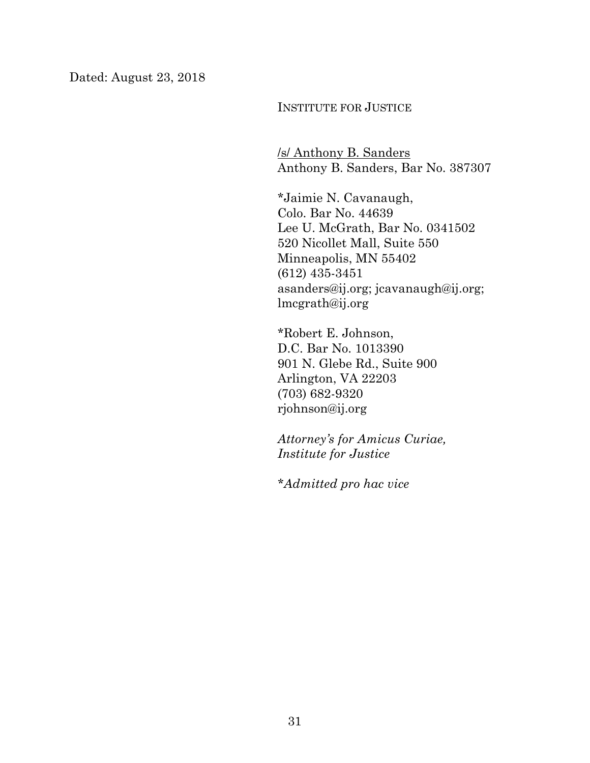Dated: August 23, 2018

INSTITUTE FOR JUSTICE

/s/ Anthony B. Sanders
Anthony B. Sanders, Bar No. 387307

*Jaimie N. Cavanaugh,
Colo. Bar No. 44639
Lee U. McGrath, Bar No. 0341502
520 Nicollet Mall, Suite 550
Minneapolis, MN 55402
(612) 435-3451
asanders@ij.org; jcavanaugh@ij.org;
lmcgrath@ij.org

*Robert E. Johnson,
D.C. Bar No. 1013390
901 N. Glebe Rd., Suite 900
Arlington, VA 22203
(703) 682-9320
rjohnson@ij.org

*Attorney's for Amicus Curiae,*
*Institute for Justice*

**Admitted pro hac vice*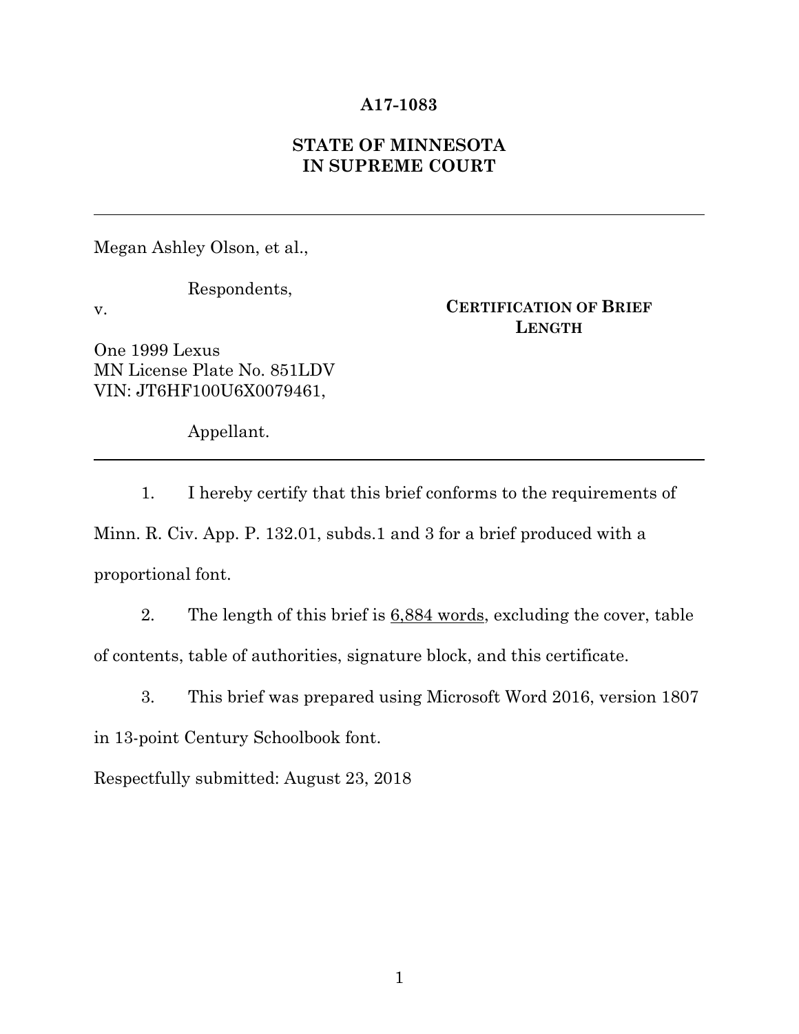**A17-1083**

**STATE OF MINNESOTA**
**IN SUPREME COURT**

---

Megan Ashley Olson, et al.,

Respondents,

v.

One 1999 Lexus
MN License Plate No. 851LDV
VIN: JT6HF100U6X0079461,

Appellant.

**CERTIFICATION OF BRIEF LENGTH**

---

1. I hereby certify that this brief conforms to the requirements of Minn. R. Civ. App. P. 132.01, subds.1 and 3 for a brief produced with a proportional font.

2. The length of this brief is 6,884 words, excluding the cover, table of contents, table of authorities, signature block, and this certificate.

3. This brief was prepared using Microsoft Word 2016, version 1807 in 13-point Century Schoolbook font.

Respectfully submitted: August 23, 2018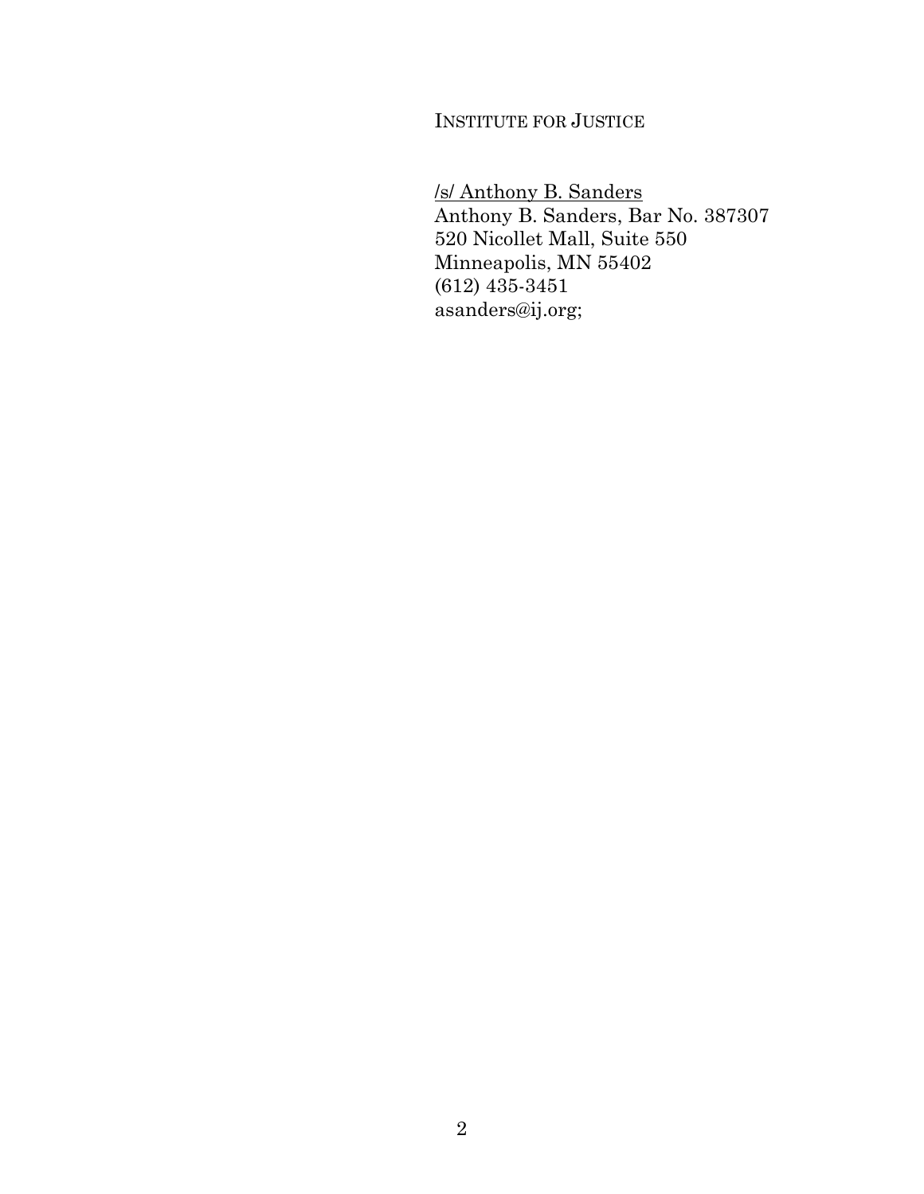INSTITUTE FOR JUSTICE

/s/ Anthony B. Sanders
Anthony B. Sanders, Bar No. 387307
520 Nicollet Mall, Suite 550
Minneapolis, MN 55402
(612) 435-3451
asanders@ij.org;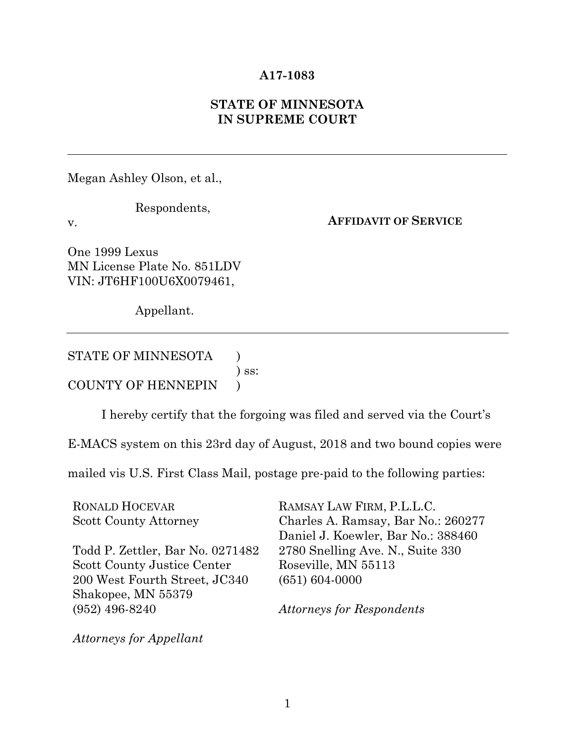**A17-1083**

**STATE OF MINNESOTA**
**IN SUPREME COURT**

---

Megan Ashley Olson, et al.,

Respondents,

v.

**AFFIDAVIT OF SERVICE**

One 1999 Lexus
MN License Plate No. 851LDV
VIN: JT6HF100U6X0079461,

Appellant.

---

STATE OF MINNESOTA )
) ss:
COUNTY OF HENNEPIN )

I hereby certify that the forgoing was filed and served via the Court's E-MACS system on this 23rd day of August, 2018 and two bound copies were mailed vis U.S. First Class Mail, postage pre-paid to the following parties:

RONALD HOCEVAR
Scott County Attorney

Todd P. Zettler, Bar No. 0271482
Scott County Justice Center
200 West Fourth Street, JC340
Shakopee, MN 55379
(952) 496-8240

*Attorneys for Appellant*

RAMSAY LAW FIRM, P.L.L.C.
Charles A. Ramsay, Bar No.: 260277
Daniel J. Koewler, Bar No.: 388460
2780 Snelling Ave. N., Suite 330
Roseville, MN 55113
(651) 604-0000

*Attorneys for Respondents*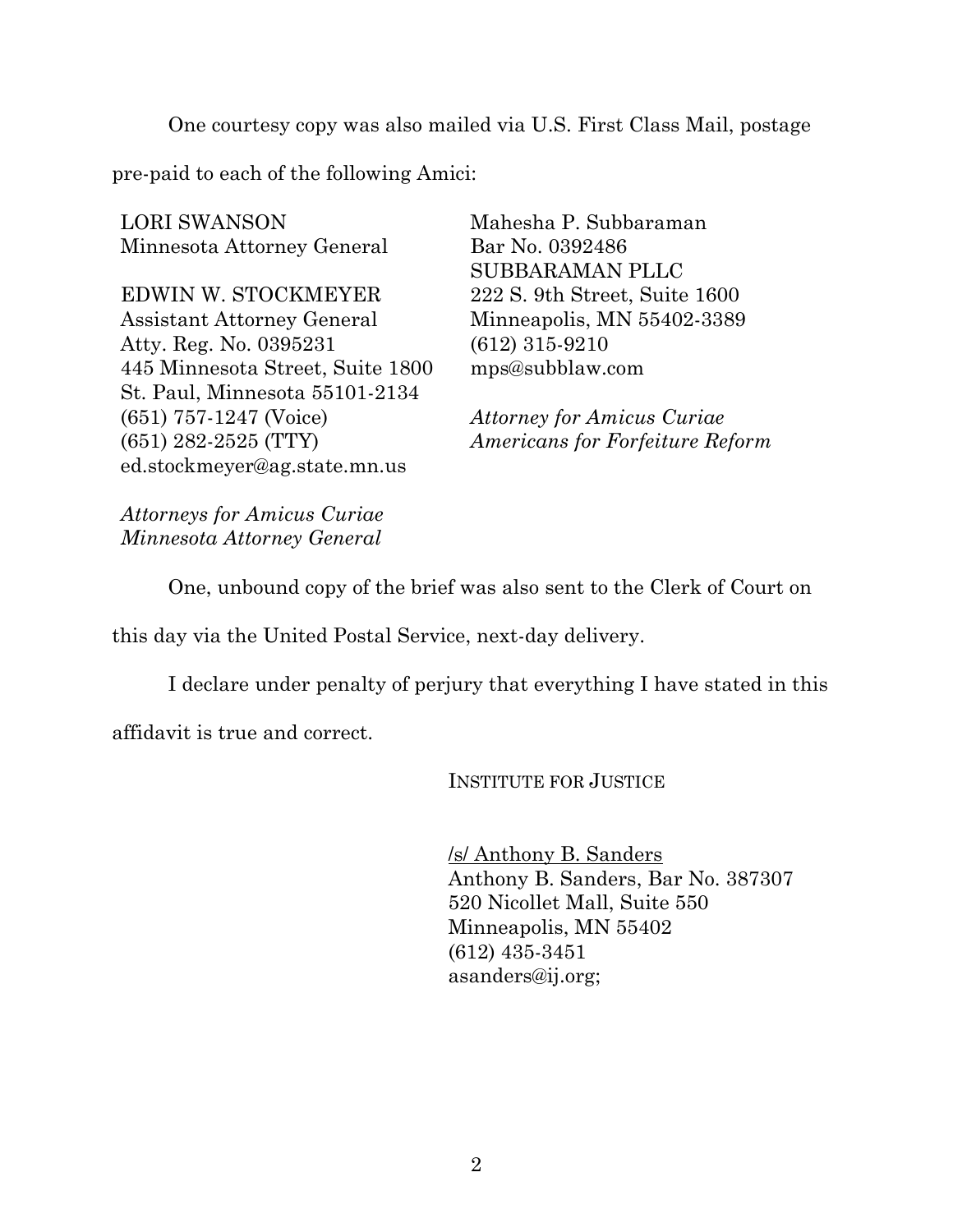One courtesy copy was also mailed via U.S. First Class Mail, postage pre-paid to each of the following Amici:

LORI SWANSON
Minnesota Attorney General

EDWIN W. STOCKMEYER
Assistant Attorney General
Atty. Reg. No. 0395231
445 Minnesota Street, Suite 1800
St. Paul, Minnesota 55101-2134
(651) 757-1247 (Voice)
(651) 282-2525 (TTY)
ed.stockmeyer@ag.state.mn.us

*Attorneys for Amicus Curiae*
*Minnesota Attorney General*

Mahesha P. Subbaraman
Bar No. 0392486
SUBBARAMAN PLLC
222 S. 9th Street, Suite 1600
Minneapolis, MN 55402-3389
(612) 315-9210
mps@subblaw.com

*Attorney for Amicus Curiae*
*Americans for Forfeiture Reform*

One, unbound copy of the brief was also sent to the Clerk of Court on this day via the United Postal Service, next-day delivery.

I declare under penalty of perjury that everything I have stated in this affidavit is true and correct.

INSTITUTE FOR JUSTICE

/s/ Anthony B. Sanders
Anthony B. Sanders, Bar No. 387307
520 Nicollet Mall, Suite 550
Minneapolis, MN 55402
(612) 435-3451
asanders@ij.org;